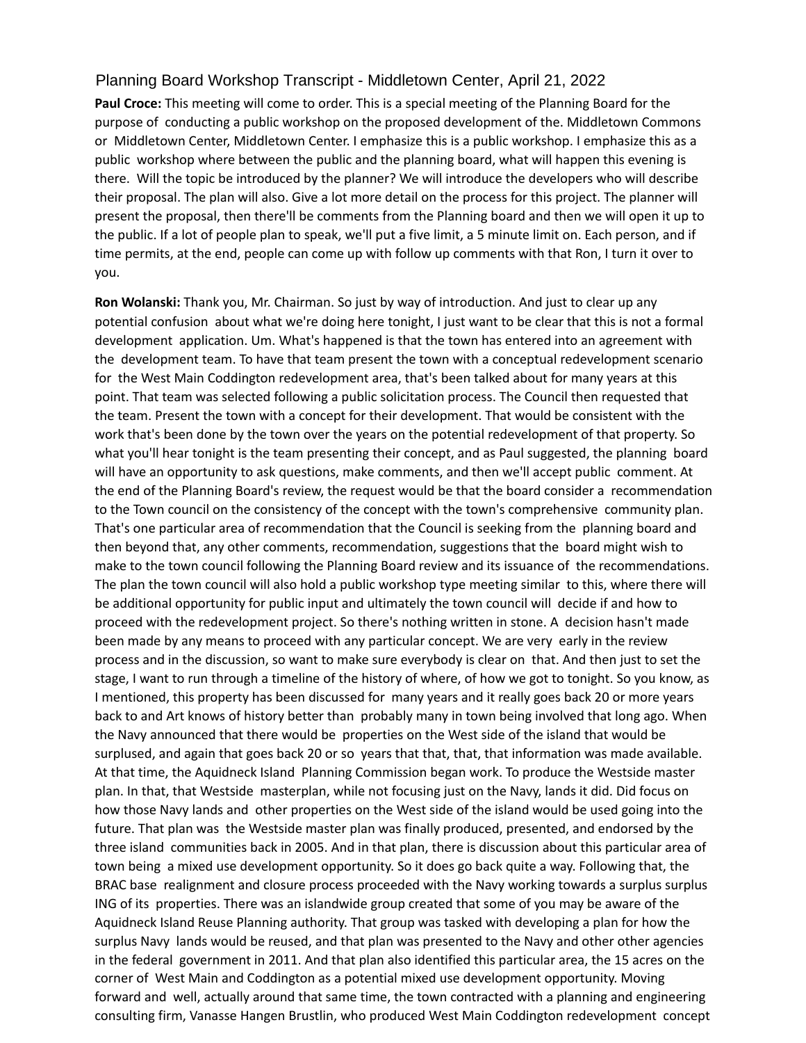# Planning Board Workshop Transcript - Middletown Center, April 21, 2022

**Paul Croce:** This meeting will come to order. This is a special meeting of the Planning Board for the purpose of conducting a public workshop on the proposed development of the. Middletown Commons or Middletown Center, Middletown Center. I emphasize this is a public workshop. I emphasize this as a public workshop where between the public and the planning board, what will happen this evening is there. Will the topic be introduced by the planner? We will introduce the developers who will describe their proposal. The plan will also. Give a lot more detail on the process for this project. The planner will present the proposal, then there'll be comments from the Planning board and then we will open it up to the public. If a lot of people plan to speak, we'll put a five limit, a 5 minute limit on. Each person, and if time permits, at the end, people can come up with follow up comments with that Ron, I turn it over to you.

**Ron Wolanski:** Thank you, Mr. Chairman. So just by way of introduction. And just to clear up any potential confusion about what we're doing here tonight, I just want to be clear that this is not a formal development application. Um. What's happened is that the town has entered into an agreement with the development team. To have that team present the town with a conceptual redevelopment scenario for the West Main Coddington redevelopment area, that's been talked about for many years at this point. That team was selected following a public solicitation process. The Council then requested that the team. Present the town with a concept for their development. That would be consistent with the work that's been done by the town over the years on the potential redevelopment of that property. So what you'll hear tonight is the team presenting their concept, and as Paul suggested, the planning board will have an opportunity to ask questions, make comments, and then we'll accept public comment. At the end of the Planning Board's review, the request would be that the board consider a recommendation to the Town council on the consistency of the concept with the town's comprehensive community plan. That's one particular area of recommendation that the Council is seeking from the planning board and then beyond that, any other comments, recommendation, suggestions that the board might wish to make to the town council following the Planning Board review and its issuance of the recommendations. The plan the town council will also hold a public workshop type meeting similar to this, where there will be additional opportunity for public input and ultimately the town council will decide if and how to proceed with the redevelopment project. So there's nothing written in stone. A decision hasn't made been made by any means to proceed with any particular concept. We are very early in the review process and in the discussion, so want to make sure everybody is clear on that. And then just to set the stage, I want to run through a timeline of the history of where, of how we got to tonight. So you know, as I mentioned, this property has been discussed for many years and it really goes back 20 or more years back to and Art knows of history better than probably many in town being involved that long ago. When the Navy announced that there would be properties on the West side of the island that would be surplused, and again that goes back 20 or so years that that, that, that information was made available. At that time, the Aquidneck Island Planning Commission began work. To produce the Westside master plan. In that, that Westside masterplan, while not focusing just on the Navy, lands it did. Did focus on how those Navy lands and other properties on the West side of the island would be used going into the future. That plan was the Westside master plan was finally produced, presented, and endorsed by the three island communities back in 2005. And in that plan, there is discussion about this particular area of town being a mixed use development opportunity. So it does go back quite a way. Following that, the BRAC base realignment and closure process proceeded with the Navy working towards a surplus surplus ING of its properties. There was an islandwide group created that some of you may be aware of the Aquidneck Island Reuse Planning authority. That group was tasked with developing a plan for how the surplus Navy lands would be reused, and that plan was presented to the Navy and other other agencies in the federal government in 2011. And that plan also identified this particular area, the 15 acres on the corner of West Main and Coddington as a potential mixed use development opportunity. Moving forward and well, actually around that same time, the town contracted with a planning and engineering consulting firm, Vanasse Hangen Brustlin, who produced West Main Coddington redevelopment concept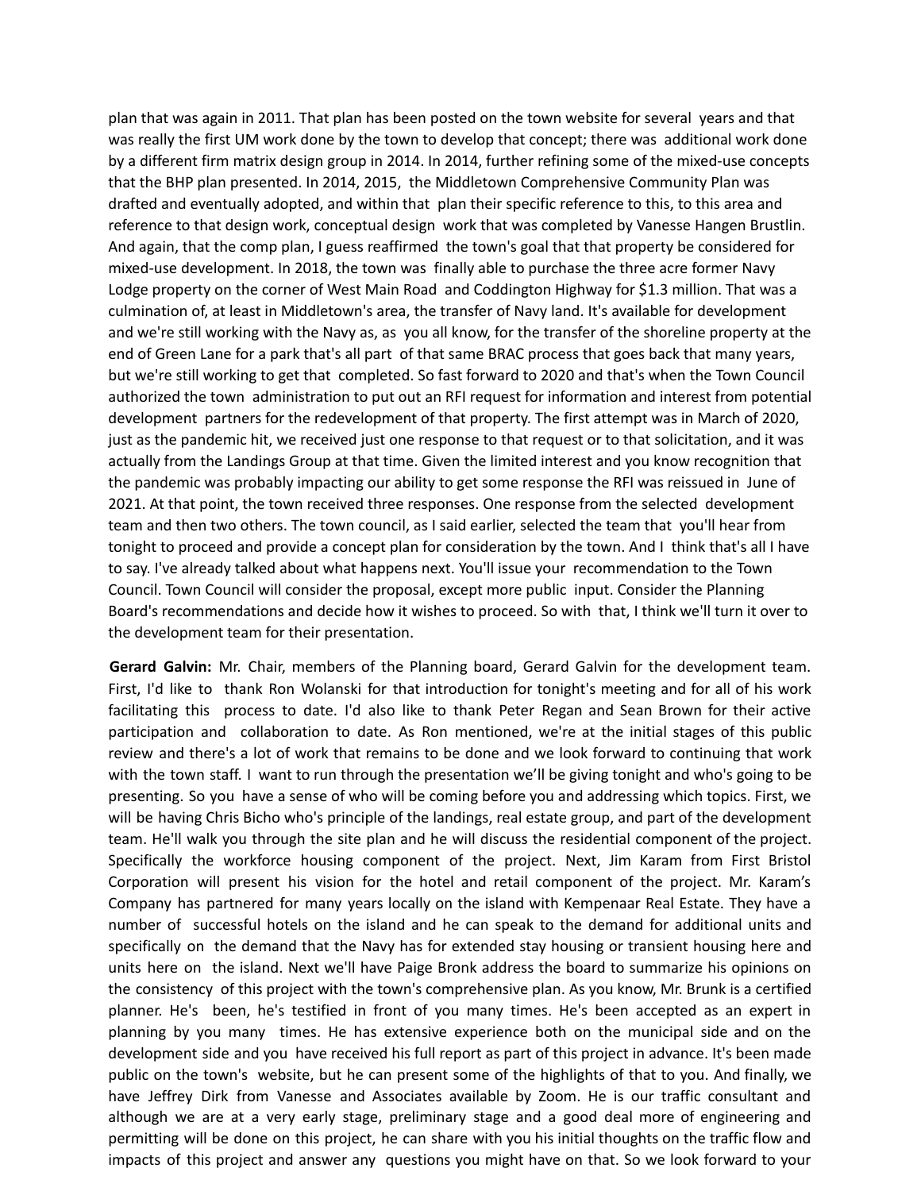plan that was again in 2011. That plan has been posted on the town website for several years and that was really the first UM work done by the town to develop that concept; there was additional work done by a different firm matrix design group in 2014. In 2014, further refining some of the mixed-use concepts that the BHP plan presented. In 2014, 2015, the Middletown Comprehensive Community Plan was drafted and eventually adopted, and within that plan their specific reference to this, to this area and reference to that design work, conceptual design work that was completed by Vanesse Hangen Brustlin. And again, that the comp plan, I guess reaffirmed the town's goal that that property be considered for mixed-use development. In 2018, the town was finally able to purchase the three acre former Navy Lodge property on the corner of West Main Road and Coddington Highway for $1.3 million. That was a culmination of, at least in Middletown's area, the transfer of Navy land. It's available for development and we're still working with the Navy as, as you all know, for the transfer of the shoreline property at the end of Green Lane for a park that's all part of that same BRAC process that goes back that many years, but we're still working to get that completed. So fast forward to 2020 and that's when the Town Council authorized the town administration to put out an RFI request for information and interest from potential development partners for the redevelopment of that property. The first attempt was in March of 2020, just as the pandemic hit, we received just one response to that request or to that solicitation, and it was actually from the Landings Group at that time. Given the limited interest and you know recognition that the pandemic was probably impacting our ability to get some response the RFI was reissued in June of 2021. At that point, the town received three responses. One response from the selected development team and then two others. The town council, as I said earlier, selected the team that you'll hear from tonight to proceed and provide a concept plan for consideration by the town. And I think that's all I have to say. I've already talked about what happens next. You'll issue your recommendation to the Town Council. Town Council will consider the proposal, except more public input. Consider the Planning Board's recommendations and decide how it wishes to proceed. So with that, I think we'll turn it over to the development team for their presentation.

**Gerard Galvin:** Mr. Chair, members of the Planning board, Gerard Galvin for the development team. First, I'd like to thank Ron Wolanski for that introduction for tonight's meeting and for all of his work facilitating this process to date. I'd also like to thank Peter Regan and Sean Brown for their active participation and collaboration to date. As Ron mentioned, we're at the initial stages of this public review and there's a lot of work that remains to be done and we look forward to continuing that work with the town staff. I want to run through the presentation we'll be giving tonight and who's going to be presenting. So you have a sense of who will be coming before you and addressing which topics. First, we will be having Chris Bicho who's principle of the landings, real estate group, and part of the development team. He'll walk you through the site plan and he will discuss the residential component of the project. Specifically the workforce housing component of the project. Next, Jim Karam from First Bristol Corporation will present his vision for the hotel and retail component of the project. Mr. Karam's Company has partnered for many years locally on the island with Kempenaar Real Estate. They have a number of successful hotels on the island and he can speak to the demand for additional units and specifically on the demand that the Navy has for extended stay housing or transient housing here and units here on the island. Next we'll have Paige Bronk address the board to summarize his opinions on the consistency of this project with the town's comprehensive plan. As you know, Mr. Brunk is a certified planner. He's been, he's testified in front of you many times. He's been accepted as an expert in planning by you many times. He has extensive experience both on the municipal side and on the development side and you have received his full report as part of this project in advance. It's been made public on the town's website, but he can present some of the highlights of that to you. And finally, we have Jeffrey Dirk from Vanesse and Associates available by Zoom. He is our traffic consultant and although we are at a very early stage, preliminary stage and a good deal more of engineering and permitting will be done on this project, he can share with you his initial thoughts on the traffic flow and impacts of this project and answer any questions you might have on that. So we look forward to your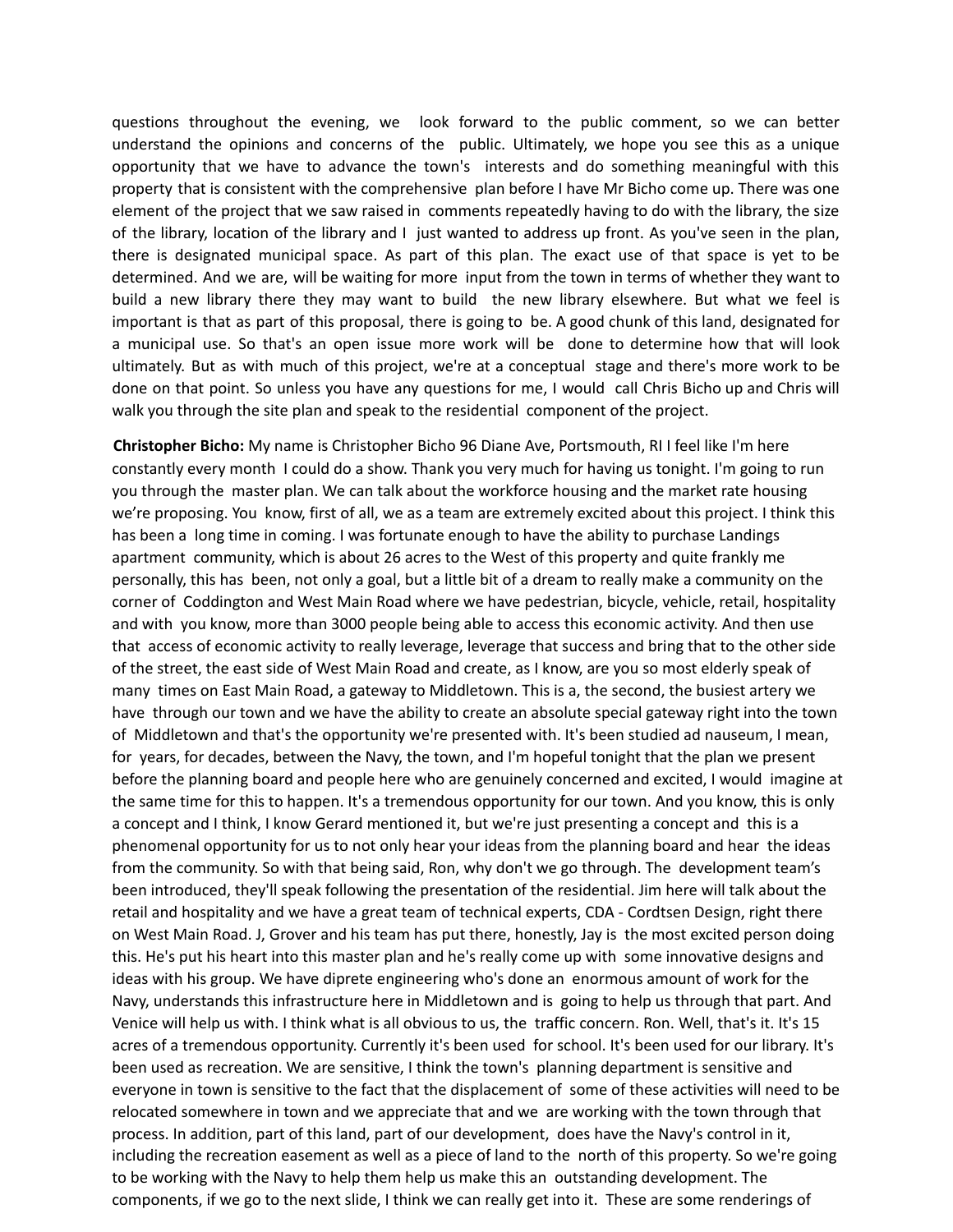questions throughout the evening, we look forward to the public comment, so we can better understand the opinions and concerns of the public. Ultimately, we hope you see this as a unique opportunity that we have to advance the town's interests and do something meaningful with this property that is consistent with the comprehensive plan before I have Mr Bicho come up. There was one element of the project that we saw raised in comments repeatedly having to do with the library, the size of the library, location of the library and I just wanted to address up front. As you've seen in the plan, there is designated municipal space. As part of this plan. The exact use of that space is yet to be determined. And we are, will be waiting for more input from the town in terms of whether they want to build a new library there they may want to build the new library elsewhere. But what we feel is important is that as part of this proposal, there is going to be. A good chunk of this land, designated for a municipal use. So that's an open issue more work will be done to determine how that will look ultimately. But as with much of this project, we're at a conceptual stage and there's more work to be done on that point. So unless you have any questions for me, I would call Chris Bicho up and Chris will walk you through the site plan and speak to the residential component of the project.

**Christopher Bicho:** My name is Christopher Bicho 96 Diane Ave, Portsmouth, RI I feel like I'm here constantly every month I could do a show. Thank you very much for having us tonight. I'm going to run you through the master plan. We can talk about the workforce housing and the market rate housing we're proposing. You know, first of all, we as a team are extremely excited about this project. I think this has been a long time in coming. I was fortunate enough to have the ability to purchase Landings apartment community, which is about 26 acres to the West of this property and quite frankly me personally, this has been, not only a goal, but a little bit of a dream to really make a community on the corner of Coddington and West Main Road where we have pedestrian, bicycle, vehicle, retail, hospitality and with you know, more than 3000 people being able to access this economic activity. And then use that access of economic activity to really leverage, leverage that success and bring that to the other side of the street, the east side of West Main Road and create, as I know, are you so most elderly speak of many times on East Main Road, a gateway to Middletown. This is a, the second, the busiest artery we have through our town and we have the ability to create an absolute special gateway right into the town of Middletown and that's the opportunity we're presented with. It's been studied ad nauseum, I mean, for years, for decades, between the Navy, the town, and I'm hopeful tonight that the plan we present before the planning board and people here who are genuinely concerned and excited, I would imagine at the same time for this to happen. It's a tremendous opportunity for our town. And you know, this is only a concept and I think, I know Gerard mentioned it, but we're just presenting a concept and this is a phenomenal opportunity for us to not only hear your ideas from the planning board and hear the ideas from the community. So with that being said, Ron, why don't we go through. The development team's been introduced, they'll speak following the presentation of the residential. Jim here will talk about the retail and hospitality and we have a great team of technical experts, CDA - Cordtsen Design, right there on West Main Road. J, Grover and his team has put there, honestly, Jay is the most excited person doing this. He's put his heart into this master plan and he's really come up with some innovative designs and ideas with his group. We have diprete engineering who's done an enormous amount of work for the Navy, understands this infrastructure here in Middletown and is going to help us through that part. And Venice will help us with. I think what is all obvious to us, the traffic concern. Ron. Well, that's it. It's 15 acres of a tremendous opportunity. Currently it's been used for school. It's been used for our library. It's been used as recreation. We are sensitive, I think the town's planning department is sensitive and everyone in town is sensitive to the fact that the displacement of some of these activities will need to be relocated somewhere in town and we appreciate that and we are working with the town through that process. In addition, part of this land, part of our development, does have the Navy's control in it, including the recreation easement as well as a piece of land to the north of this property. So we're going to be working with the Navy to help them help us make this an outstanding development. The components, if we go to the next slide, I think we can really get into it. These are some renderings of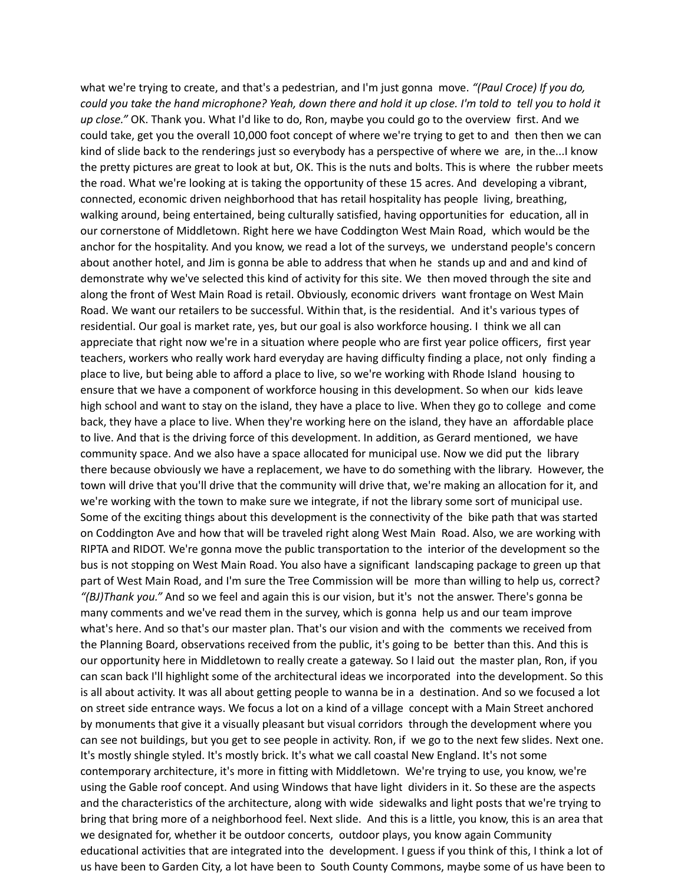what we're trying to create, and that's a pedestrian, and I'm just gonna move. *"(Paul Croce) If you do, could you take the hand microphone? Yeah, down there and hold it up close. I'm told to tell you to hold it up close."* OK. Thank you. What I'd like to do, Ron, maybe you could go to the overview first. And we could take, get you the overall 10,000 foot concept of where we're trying to get to and then then we can kind of slide back to the renderings just so everybody has a perspective of where we are, in the...I know the pretty pictures are great to look at but, OK. This is the nuts and bolts. This is where the rubber meets the road. What we're looking at is taking the opportunity of these 15 acres. And developing a vibrant, connected, economic driven neighborhood that has retail hospitality has people living, breathing, walking around, being entertained, being culturally satisfied, having opportunities for education, all in our cornerstone of Middletown. Right here we have Coddington West Main Road, which would be the anchor for the hospitality. And you know, we read a lot of the surveys, we understand people's concern about another hotel, and Jim is gonna be able to address that when he stands up and and and kind of demonstrate why we've selected this kind of activity for this site. We then moved through the site and along the front of West Main Road is retail. Obviously, economic drivers want frontage on West Main Road. We want our retailers to be successful. Within that, is the residential. And it's various types of residential. Our goal is market rate, yes, but our goal is also workforce housing. I think we all can appreciate that right now we're in a situation where people who are first year police officers, first year teachers, workers who really work hard everyday are having difficulty finding a place, not only finding a place to live, but being able to afford a place to live, so we're working with Rhode Island housing to ensure that we have a component of workforce housing in this development. So when our kids leave high school and want to stay on the island, they have a place to live. When they go to college and come back, they have a place to live. When they're working here on the island, they have an affordable place to live. And that is the driving force of this development. In addition, as Gerard mentioned, we have community space. And we also have a space allocated for municipal use. Now we did put the library there because obviously we have a replacement, we have to do something with the library. However, the town will drive that you'll drive that the community will drive that, we're making an allocation for it, and we're working with the town to make sure we integrate, if not the library some sort of municipal use. Some of the exciting things about this development is the connectivity of the bike path that was started on Coddington Ave and how that will be traveled right along West Main Road. Also, we are working with RIPTA and RIDOT. We're gonna move the public transportation to the interior of the development so the bus is not stopping on West Main Road. You also have a significant landscaping package to green up that part of West Main Road, and I'm sure the Tree Commission will be more than willing to help us, correct? *"(BJ)Thank you."* And so we feel and again this is our vision, but it's not the answer. There's gonna be many comments and we've read them in the survey, which is gonna help us and our team improve what's here. And so that's our master plan. That's our vision and with the comments we received from the Planning Board, observations received from the public, it's going to be better than this. And this is our opportunity here in Middletown to really create a gateway. So I laid out the master plan, Ron, if you can scan back I'll highlight some of the architectural ideas we incorporated into the development. So this is all about activity. It was all about getting people to wanna be in a destination. And so we focused a lot on street side entrance ways. We focus a lot on a kind of a village concept with a Main Street anchored by monuments that give it a visually pleasant but visual corridors through the development where you can see not buildings, but you get to see people in activity. Ron, if we go to the next few slides. Next one. It's mostly shingle styled. It's mostly brick. It's what we call coastal New England. It's not some contemporary architecture, it's more in fitting with Middletown. We're trying to use, you know, we're using the Gable roof concept. And using Windows that have light dividers in it. So these are the aspects and the characteristics of the architecture, along with wide sidewalks and light posts that we're trying to bring that bring more of a neighborhood feel. Next slide. And this is a little, you know, this is an area that we designated for, whether it be outdoor concerts, outdoor plays, you know again Community educational activities that are integrated into the development. I guess if you think of this, I think a lot of us have been to Garden City, a lot have been to South County Commons, maybe some of us have been to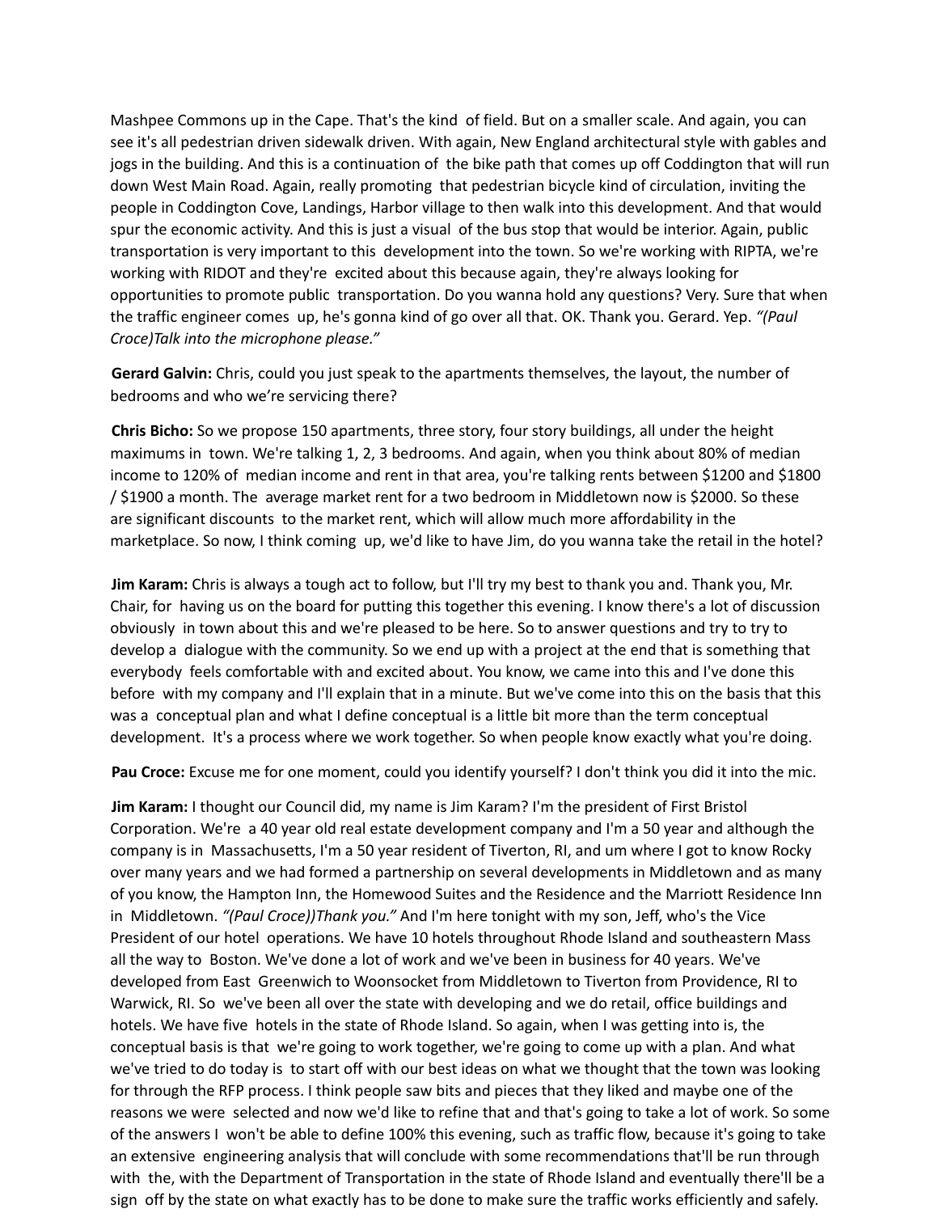Mashpee Commons up in the Cape. That's the kind of field. But on a smaller scale. And again, you can see it's all pedestrian driven sidewalk driven. With again, New England architectural style with gables and jogs in the building. And this is a continuation of the bike path that comes up off Coddington that will run down West Main Road. Again, really promoting that pedestrian bicycle kind of circulation, inviting the people in Coddington Cove, Landings, Harbor village to then walk into this development. And that would spur the economic activity. And this is just a visual of the bus stop that would be interior. Again, public transportation is very important to this development into the town. So we're working with RIPTA, we're working with RIDOT and they're excited about this because again, they're always looking for opportunities to promote public transportation. Do you wanna hold any questions? Very. Sure that when the traffic engineer comes up, he's gonna kind of go over all that. OK. Thank you. Gerard. Yep. *"(Paul Croce)Talk into the microphone please."*

**Gerard Galvin:** Chris, could you just speak to the apartments themselves, the layout, the number of bedrooms and who we're servicing there?

**Chris Bicho:** So we propose 150 apartments, three story, four story buildings, all under the height maximums in town. We're talking 1, 2, 3 bedrooms. And again, when you think about 80% of median income to 120% of median income and rent in that area, you're talking rents between $1200 and $1800 / $1900 a month. The average market rent for a two bedroom in Middletown now is $2000. So these are significant discounts to the market rent, which will allow much more affordability in the marketplace. So now, I think coming up, we'd like to have Jim, do you wanna take the retail in the hotel?

**Jim Karam:** Chris is always a tough act to follow, but I'll try my best to thank you and. Thank you, Mr. Chair, for having us on the board for putting this together this evening. I know there's a lot of discussion obviously in town about this and we're pleased to be here. So to answer questions and try to try to develop a dialogue with the community. So we end up with a project at the end that is something that everybody feels comfortable with and excited about. You know, we came into this and I've done this before with my company and I'll explain that in a minute. But we've come into this on the basis that this was a conceptual plan and what I define conceptual is a little bit more than the term conceptual development. It's a process where we work together. So when people know exactly what you're doing.

**Pau Croce:** Excuse me for one moment, could you identify yourself? I don't think you did it into the mic.

**Jim Karam:** I thought our Council did, my name is Jim Karam? I'm the president of First Bristol Corporation. We're a 40 year old real estate development company and I'm a 50 year and although the company is in Massachusetts, I'm a 50 year resident of Tiverton, RI, and um where I got to know Rocky over many years and we had formed a partnership on several developments in Middletown and as many of you know, the Hampton Inn, the Homewood Suites and the Residence and the Marriott Residence Inn in Middletown. *"(Paul Croce))Thank you."* And I'm here tonight with my son, Jeff, who's the Vice President of our hotel operations. We have 10 hotels throughout Rhode Island and southeastern Mass all the way to Boston. We've done a lot of work and we've been in business for 40 years. We've developed from East Greenwich to Woonsocket from Middletown to Tiverton from Providence, RI to Warwick, RI. So we've been all over the state with developing and we do retail, office buildings and hotels. We have five hotels in the state of Rhode Island. So again, when I was getting into is, the conceptual basis is that we're going to work together, we're going to come up with a plan. And what we've tried to do today is to start off with our best ideas on what we thought that the town was looking for through the RFP process. I think people saw bits and pieces that they liked and maybe one of the reasons we were selected and now we'd like to refine that and that's going to take a lot of work. So some of the answers I won't be able to define 100% this evening, such as traffic flow, because it's going to take an extensive engineering analysis that will conclude with some recommendations that'll be run through with the, with the Department of Transportation in the state of Rhode Island and eventually there'll be a sign off by the state on what exactly has to be done to make sure the traffic works efficiently and safely.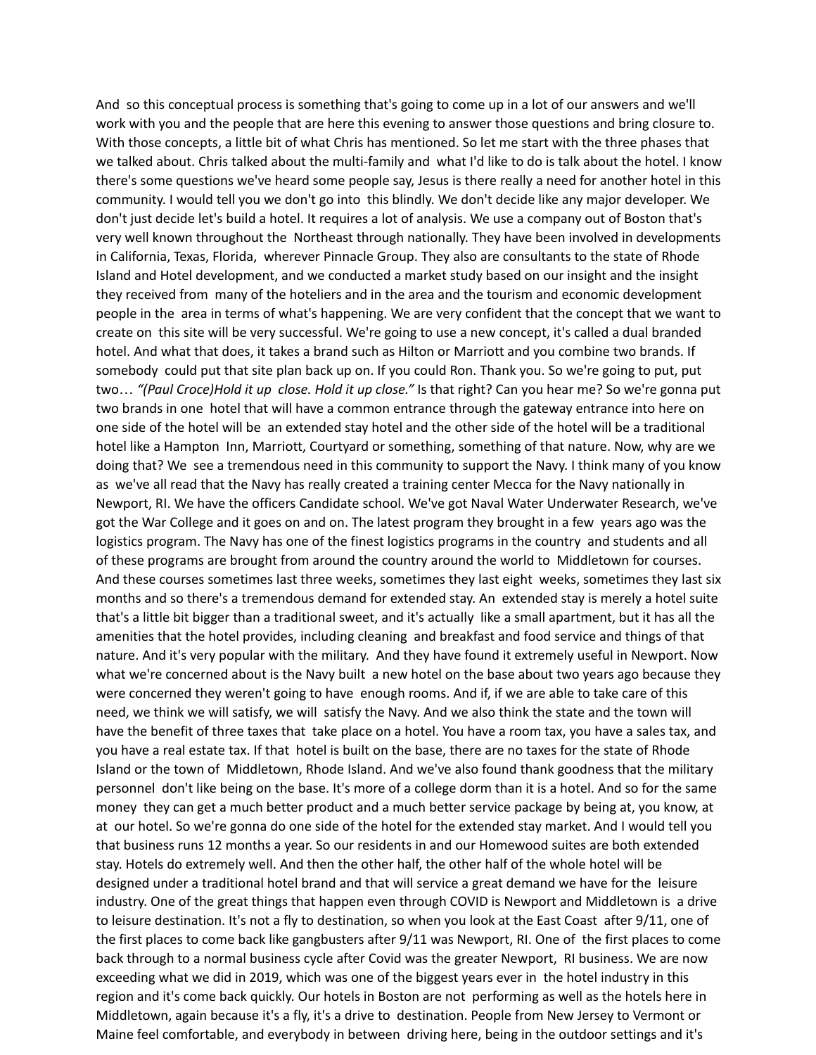And so this conceptual process is something that's going to come up in a lot of our answers and we'll work with you and the people that are here this evening to answer those questions and bring closure to. With those concepts, a little bit of what Chris has mentioned. So let me start with the three phases that we talked about. Chris talked about the multi-family and what I'd like to do is talk about the hotel. I know there's some questions we've heard some people say, Jesus is there really a need for another hotel in this community. I would tell you we don't go into this blindly. We don't decide like any major developer. We don't just decide let's build a hotel. It requires a lot of analysis. We use a company out of Boston that's very well known throughout the Northeast through nationally. They have been involved in developments in California, Texas, Florida, wherever Pinnacle Group. They also are consultants to the state of Rhode Island and Hotel development, and we conducted a market study based on our insight and the insight they received from many of the hoteliers and in the area and the tourism and economic development people in the area in terms of what's happening. We are very confident that the concept that we want to create on this site will be very successful. We're going to use a new concept, it's called a dual branded hotel. And what that does, it takes a brand such as Hilton or Marriott and you combine two brands. If somebody could put that site plan back up on. If you could Ron. Thank you. So we're going to put, put two… *"(Paul Croce)Hold it up close. Hold it up close."* Is that right? Can you hear me? So we're gonna put two brands in one hotel that will have a common entrance through the gateway entrance into here on one side of the hotel will be an extended stay hotel and the other side of the hotel will be a traditional hotel like a Hampton Inn, Marriott, Courtyard or something, something of that nature. Now, why are we doing that? We see a tremendous need in this community to support the Navy. I think many of you know as we've all read that the Navy has really created a training center Mecca for the Navy nationally in Newport, RI. We have the officers Candidate school. We've got Naval Water Underwater Research, we've got the War College and it goes on and on. The latest program they brought in a few years ago was the logistics program. The Navy has one of the finest logistics programs in the country and students and all of these programs are brought from around the country around the world to Middletown for courses. And these courses sometimes last three weeks, sometimes they last eight weeks, sometimes they last six months and so there's a tremendous demand for extended stay. An extended stay is merely a hotel suite that's a little bit bigger than a traditional sweet, and it's actually like a small apartment, but it has all the amenities that the hotel provides, including cleaning and breakfast and food service and things of that nature. And it's very popular with the military. And they have found it extremely useful in Newport. Now what we're concerned about is the Navy built a new hotel on the base about two years ago because they were concerned they weren't going to have enough rooms. And if, if we are able to take care of this need, we think we will satisfy, we will satisfy the Navy. And we also think the state and the town will have the benefit of three taxes that take place on a hotel. You have a room tax, you have a sales tax, and you have a real estate tax. If that hotel is built on the base, there are no taxes for the state of Rhode Island or the town of Middletown, Rhode Island. And we've also found thank goodness that the military personnel don't like being on the base. It's more of a college dorm than it is a hotel. And so for the same money they can get a much better product and a much better service package by being at, you know, at at our hotel. So we're gonna do one side of the hotel for the extended stay market. And I would tell you that business runs 12 months a year. So our residents in and our Homewood suites are both extended stay. Hotels do extremely well. And then the other half, the other half of the whole hotel will be designed under a traditional hotel brand and that will service a great demand we have for the leisure industry. One of the great things that happen even through COVID is Newport and Middletown is a drive to leisure destination. It's not a fly to destination, so when you look at the East Coast after 9/11, one of the first places to come back like gangbusters after 9/11 was Newport, RI. One of the first places to come back through to a normal business cycle after Covid was the greater Newport, RI business. We are now exceeding what we did in 2019, which was one of the biggest years ever in the hotel industry in this region and it's come back quickly. Our hotels in Boston are not performing as well as the hotels here in Middletown, again because it's a fly, it's a drive to destination. People from New Jersey to Vermont or Maine feel comfortable, and everybody in between driving here, being in the outdoor settings and it's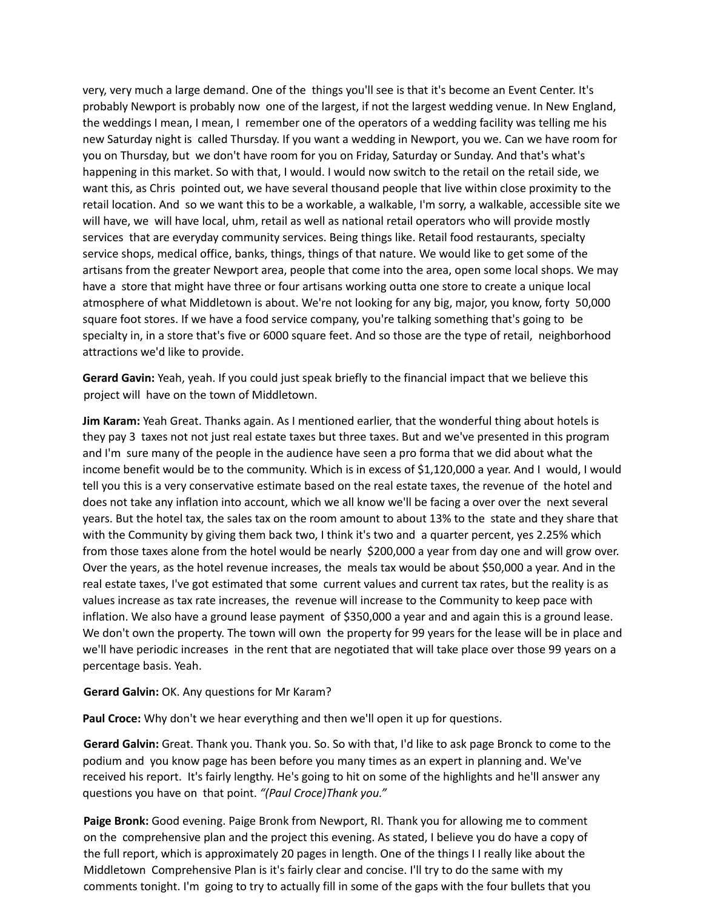very, very much a large demand. One of the things you'll see is that it's become an Event Center. It's probably Newport is probably now one of the largest, if not the largest wedding venue. In New England, the weddings I mean, I mean, I remember one of the operators of a wedding facility was telling me his new Saturday night is called Thursday. If you want a wedding in Newport, you we. Can we have room for you on Thursday, but we don't have room for you on Friday, Saturday or Sunday. And that's what's happening in this market. So with that, I would. I would now switch to the retail on the retail side, we want this, as Chris pointed out, we have several thousand people that live within close proximity to the retail location. And so we want this to be a workable, a walkable, I'm sorry, a walkable, accessible site we will have, we will have local, uhm, retail as well as national retail operators who will provide mostly services that are everyday community services. Being things like. Retail food restaurants, specialty service shops, medical office, banks, things, things of that nature. We would like to get some of the artisans from the greater Newport area, people that come into the area, open some local shops. We may have a store that might have three or four artisans working outta one store to create a unique local atmosphere of what Middletown is about. We're not looking for any big, major, you know, forty 50,000 square foot stores. If we have a food service company, you're talking something that's going to be specialty in, in a store that's five or 6000 square feet. And so those are the type of retail, neighborhood attractions we'd like to provide.

**Gerard Gavin:** Yeah, yeah. If you could just speak briefly to the financial impact that we believe this project will have on the town of Middletown.

**Jim Karam:** Yeah Great. Thanks again. As I mentioned earlier, that the wonderful thing about hotels is they pay 3 taxes not not just real estate taxes but three taxes. But and we've presented in this program and I'm sure many of the people in the audience have seen a pro forma that we did about what the income benefit would be to the community. Which is in excess of $1,120,000 a year. And I would, I would tell you this is a very conservative estimate based on the real estate taxes, the revenue of the hotel and does not take any inflation into account, which we all know we'll be facing a over over the next several years. But the hotel tax, the sales tax on the room amount to about 13% to the state and they share that with the Community by giving them back two, I think it's two and a quarter percent, yes 2.25% which from those taxes alone from the hotel would be nearly $200,000 a year from day one and will grow over. Over the years, as the hotel revenue increases, the meals tax would be about $50,000 a year. And in the real estate taxes, I've got estimated that some current values and current tax rates, but the reality is as values increase as tax rate increases, the revenue will increase to the Community to keep pace with inflation. We also have a ground lease payment of $350,000 a year and and again this is a ground lease. We don't own the property. The town will own the property for 99 years for the lease will be in place and we'll have periodic increases in the rent that are negotiated that will take place over those 99 years on a percentage basis. Yeah.

**Gerard Galvin:** OK. Any questions for Mr Karam?

**Paul Croce:** Why don't we hear everything and then we'll open it up for questions.

**Gerard Galvin:** Great. Thank you. Thank you. So. So with that, I'd like to ask page Bronck to come to the podium and you know page has been before you many times as an expert in planning and. We've received his report. It's fairly lengthy. He's going to hit on some of the highlights and he'll answer any questions you have on that point. *"(Paul Croce)Thank you."*

**Paige Bronk:** Good evening. Paige Bronk from Newport, RI. Thank you for allowing me to comment on the comprehensive plan and the project this evening. As stated, I believe you do have a copy of the full report, which is approximately 20 pages in length. One of the things I I really like about the Middletown Comprehensive Plan is it's fairly clear and concise. I'll try to do the same with my comments tonight. I'm going to try to actually fill in some of the gaps with the four bullets that you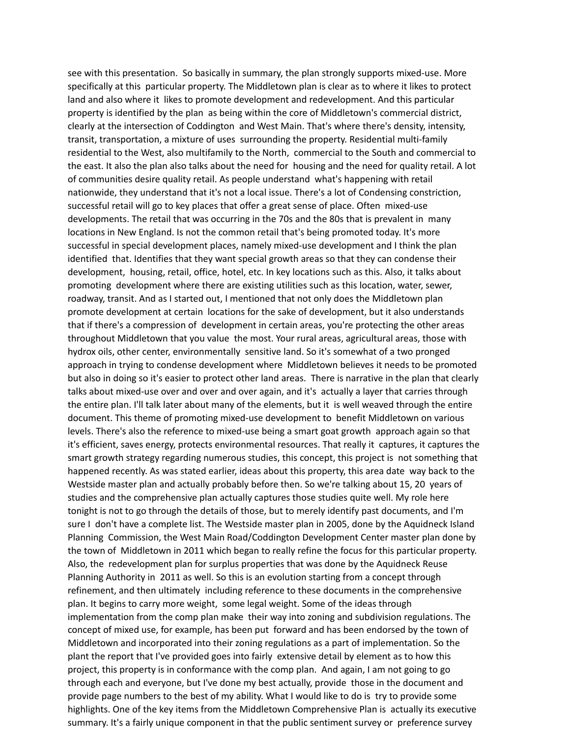see with this presentation. So basically in summary, the plan strongly supports mixed-use. More specifically at this particular property. The Middletown plan is clear as to where it likes to protect land and also where it likes to promote development and redevelopment. And this particular property is identified by the plan as being within the core of Middletown's commercial district, clearly at the intersection of Coddington and West Main. That's where there's density, intensity, transit, transportation, a mixture of uses surrounding the property. Residential multi-family residential to the West, also multifamily to the North, commercial to the South and commercial to the east. It also the plan also talks about the need for housing and the need for quality retail. A lot of communities desire quality retail. As people understand what's happening with retail nationwide, they understand that it's not a local issue. There's a lot of Condensing constriction, successful retail will go to key places that offer a great sense of place. Often mixed-use developments. The retail that was occurring in the 70s and the 80s that is prevalent in many locations in New England. Is not the common retail that's being promoted today. It's more successful in special development places, namely mixed-use development and I think the plan identified that. Identifies that they want special growth areas so that they can condense their development, housing, retail, office, hotel, etc. In key locations such as this. Also, it talks about promoting development where there are existing utilities such as this location, water, sewer, roadway, transit. And as I started out, I mentioned that not only does the Middletown plan promote development at certain locations for the sake of development, but it also understands that if there's a compression of development in certain areas, you're protecting the other areas throughout Middletown that you value the most. Your rural areas, agricultural areas, those with hydrox oils, other center, environmentally sensitive land. So it's somewhat of a two pronged approach in trying to condense development where Middletown believes it needs to be promoted but also in doing so it's easier to protect other land areas. There is narrative in the plan that clearly talks about mixed-use over and over and over again, and it's actually a layer that carries through the entire plan. I'll talk later about many of the elements, but it is well weaved through the entire document. This theme of promoting mixed-use development to benefit Middletown on various levels. There's also the reference to mixed-use being a smart goat growth approach again so that it's efficient, saves energy, protects environmental resources. That really it captures, it captures the smart growth strategy regarding numerous studies, this concept, this project is not something that happened recently. As was stated earlier, ideas about this property, this area date way back to the Westside master plan and actually probably before then. So we're talking about 15, 20 years of studies and the comprehensive plan actually captures those studies quite well. My role here tonight is not to go through the details of those, but to merely identify past documents, and I'm sure I don't have a complete list. The Westside master plan in 2005, done by the Aquidneck Island Planning Commission, the West Main Road/Coddington Development Center master plan done by the town of Middletown in 2011 which began to really refine the focus for this particular property. Also, the redevelopment plan for surplus properties that was done by the Aquidneck Reuse Planning Authority in 2011 as well. So this is an evolution starting from a concept through refinement, and then ultimately including reference to these documents in the comprehensive plan. It begins to carry more weight, some legal weight. Some of the ideas through implementation from the comp plan make their way into zoning and subdivision regulations. The concept of mixed use, for example, has been put forward and has been endorsed by the town of Middletown and incorporated into their zoning regulations as a part of implementation. So the plant the report that I've provided goes into fairly extensive detail by element as to how this project, this property is in conformance with the comp plan. And again, I am not going to go through each and everyone, but I've done my best actually, provide those in the document and provide page numbers to the best of my ability. What I would like to do is try to provide some highlights. One of the key items from the Middletown Comprehensive Plan is actually its executive summary. It's a fairly unique component in that the public sentiment survey or preference survey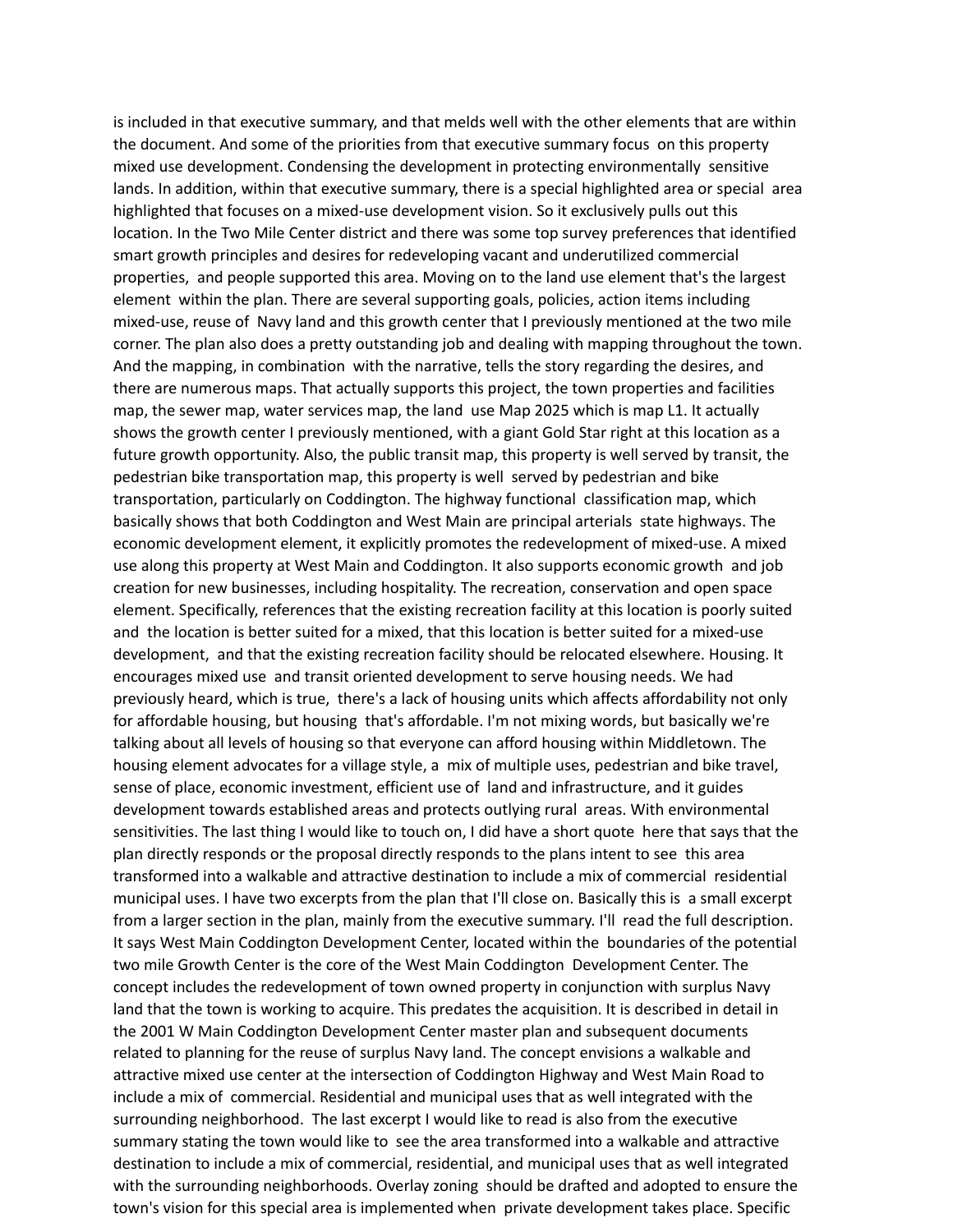is included in that executive summary, and that melds well with the other elements that are within the document. And some of the priorities from that executive summary focus on this property mixed use development. Condensing the development in protecting environmentally sensitive lands. In addition, within that executive summary, there is a special highlighted area or special area highlighted that focuses on a mixed-use development vision. So it exclusively pulls out this location. In the Two Mile Center district and there was some top survey preferences that identified smart growth principles and desires for redeveloping vacant and underutilized commercial properties, and people supported this area. Moving on to the land use element that's the largest element within the plan. There are several supporting goals, policies, action items including mixed-use, reuse of Navy land and this growth center that I previously mentioned at the two mile corner. The plan also does a pretty outstanding job and dealing with mapping throughout the town. And the mapping, in combination with the narrative, tells the story regarding the desires, and there are numerous maps. That actually supports this project, the town properties and facilities map, the sewer map, water services map, the land use Map 2025 which is map L1. It actually shows the growth center I previously mentioned, with a giant Gold Star right at this location as a future growth opportunity. Also, the public transit map, this property is well served by transit, the pedestrian bike transportation map, this property is well served by pedestrian and bike transportation, particularly on Coddington. The highway functional classification map, which basically shows that both Coddington and West Main are principal arterials state highways. The economic development element, it explicitly promotes the redevelopment of mixed-use. A mixed use along this property at West Main and Coddington. It also supports economic growth and job creation for new businesses, including hospitality. The recreation, conservation and open space element. Specifically, references that the existing recreation facility at this location is poorly suited and the location is better suited for a mixed, that this location is better suited for a mixed-use development, and that the existing recreation facility should be relocated elsewhere. Housing. It encourages mixed use and transit oriented development to serve housing needs. We had previously heard, which is true, there's a lack of housing units which affects affordability not only for affordable housing, but housing that's affordable. I'm not mixing words, but basically we're talking about all levels of housing so that everyone can afford housing within Middletown. The housing element advocates for a village style, a mix of multiple uses, pedestrian and bike travel, sense of place, economic investment, efficient use of land and infrastructure, and it guides development towards established areas and protects outlying rural areas. With environmental sensitivities. The last thing I would like to touch on, I did have a short quote here that says that the plan directly responds or the proposal directly responds to the plans intent to see this area transformed into a walkable and attractive destination to include a mix of commercial residential municipal uses. I have two excerpts from the plan that I'll close on. Basically this is a small excerpt from a larger section in the plan, mainly from the executive summary. I'll read the full description. It says West Main Coddington Development Center, located within the boundaries of the potential two mile Growth Center is the core of the West Main Coddington Development Center. The concept includes the redevelopment of town owned property in conjunction with surplus Navy land that the town is working to acquire. This predates the acquisition. It is described in detail in the 2001 W Main Coddington Development Center master plan and subsequent documents related to planning for the reuse of surplus Navy land. The concept envisions a walkable and attractive mixed use center at the intersection of Coddington Highway and West Main Road to include a mix of commercial. Residential and municipal uses that as well integrated with the surrounding neighborhood. The last excerpt I would like to read is also from the executive summary stating the town would like to see the area transformed into a walkable and attractive destination to include a mix of commercial, residential, and municipal uses that as well integrated with the surrounding neighborhoods. Overlay zoning should be drafted and adopted to ensure the town's vision for this special area is implemented when private development takes place. Specific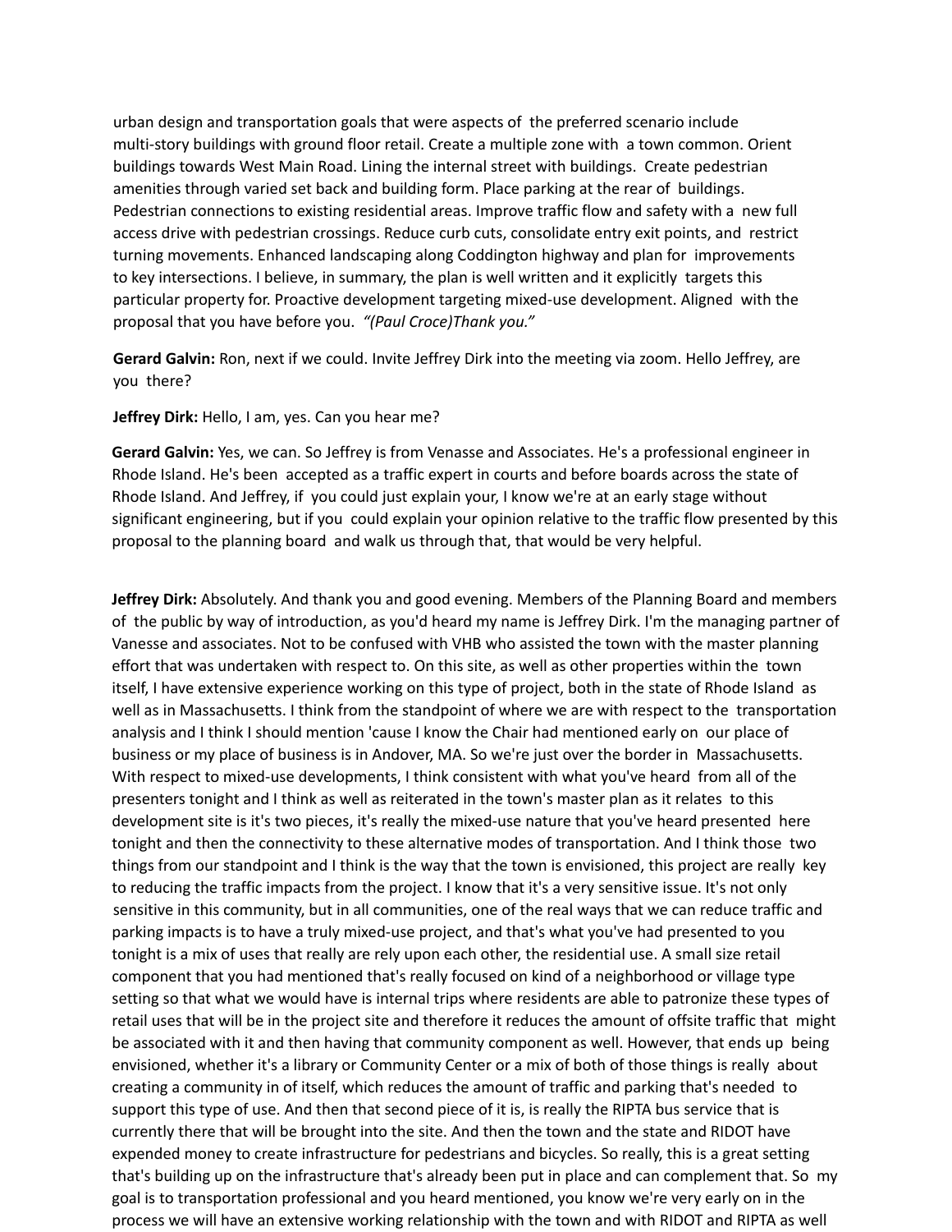urban design and transportation goals that were aspects of the preferred scenario include multi-story buildings with ground floor retail. Create a multiple zone with a town common. Orient buildings towards West Main Road. Lining the internal street with buildings. Create pedestrian amenities through varied set back and building form. Place parking at the rear of buildings. Pedestrian connections to existing residential areas. Improve traffic flow and safety with a new full access drive with pedestrian crossings. Reduce curb cuts, consolidate entry exit points, and restrict turning movements. Enhanced landscaping along Coddington highway and plan for improvements to key intersections. I believe, in summary, the plan is well written and it explicitly targets this particular property for. Proactive development targeting mixed-use development. Aligned with the proposal that you have before you. *"(Paul Croce)Thank you."*

**Gerard Galvin:** Ron, next if we could. Invite Jeffrey Dirk into the meeting via zoom. Hello Jeffrey, are you there?

**Jeffrey Dirk:** Hello, I am, yes. Can you hear me?

**Gerard Galvin:** Yes, we can. So Jeffrey is from Venasse and Associates. He's a professional engineer in Rhode Island. He's been accepted as a traffic expert in courts and before boards across the state of Rhode Island. And Jeffrey, if you could just explain your, I know we're at an early stage without significant engineering, but if you could explain your opinion relative to the traffic flow presented by this proposal to the planning board and walk us through that, that would be very helpful.

**Jeffrey Dirk:** Absolutely. And thank you and good evening. Members of the Planning Board and members of the public by way of introduction, as you'd heard my name is Jeffrey Dirk. I'm the managing partner of Vanesse and associates. Not to be confused with VHB who assisted the town with the master planning effort that was undertaken with respect to. On this site, as well as other properties within the town itself, I have extensive experience working on this type of project, both in the state of Rhode Island as well as in Massachusetts. I think from the standpoint of where we are with respect to the transportation analysis and I think I should mention 'cause I know the Chair had mentioned early on our place of business or my place of business is in Andover, MA. So we're just over the border in Massachusetts. With respect to mixed-use developments, I think consistent with what you've heard from all of the presenters tonight and I think as well as reiterated in the town's master plan as it relates to this development site is it's two pieces, it's really the mixed-use nature that you've heard presented here tonight and then the connectivity to these alternative modes of transportation. And I think those two things from our standpoint and I think is the way that the town is envisioned, this project are really key to reducing the traffic impacts from the project. I know that it's a very sensitive issue. It's not only sensitive in this community, but in all communities, one of the real ways that we can reduce traffic and parking impacts is to have a truly mixed-use project, and that's what you've had presented to you tonight is a mix of uses that really are rely upon each other, the residential use. A small size retail component that you had mentioned that's really focused on kind of a neighborhood or village type setting so that what we would have is internal trips where residents are able to patronize these types of retail uses that will be in the project site and therefore it reduces the amount of offsite traffic that might be associated with it and then having that community component as well. However, that ends up being envisioned, whether it's a library or Community Center or a mix of both of those things is really about creating a community in of itself, which reduces the amount of traffic and parking that's needed to support this type of use. And then that second piece of it is, is really the RIPTA bus service that is currently there that will be brought into the site. And then the town and the state and RIDOT have expended money to create infrastructure for pedestrians and bicycles. So really, this is a great setting that's building up on the infrastructure that's already been put in place and can complement that. So my goal is to transportation professional and you heard mentioned, you know we're very early on in the process we will have an extensive working relationship with the town and with RIDOT and RIPTA as well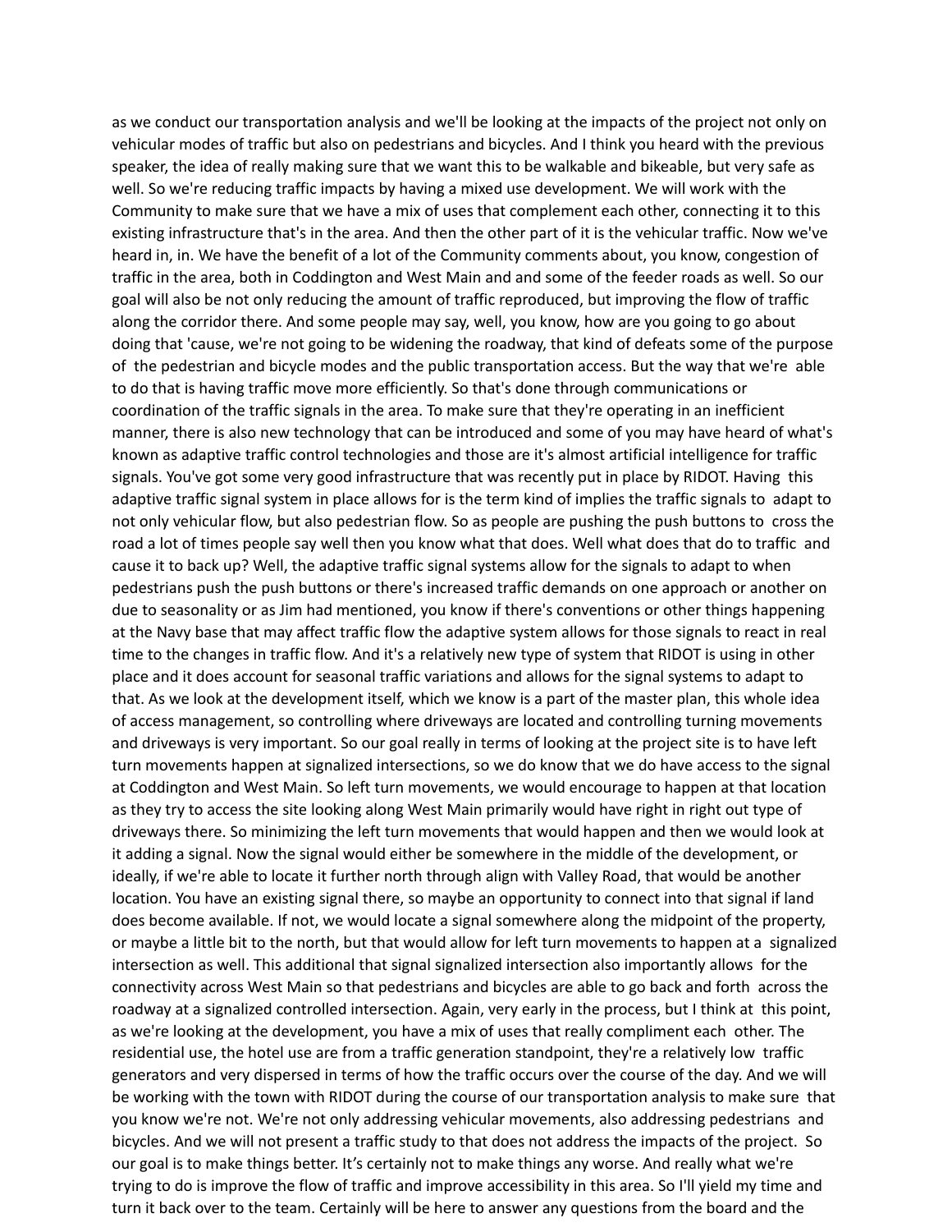as we conduct our transportation analysis and we'll be looking at the impacts of the project not only on vehicular modes of traffic but also on pedestrians and bicycles. And I think you heard with the previous speaker, the idea of really making sure that we want this to be walkable and bikeable, but very safe as well. So we're reducing traffic impacts by having a mixed use development. We will work with the Community to make sure that we have a mix of uses that complement each other, connecting it to this existing infrastructure that's in the area. And then the other part of it is the vehicular traffic. Now we've heard in, in. We have the benefit of a lot of the Community comments about, you know, congestion of traffic in the area, both in Coddington and West Main and and some of the feeder roads as well. So our goal will also be not only reducing the amount of traffic reproduced, but improving the flow of traffic along the corridor there. And some people may say, well, you know, how are you going to go about doing that 'cause, we're not going to be widening the roadway, that kind of defeats some of the purpose of the pedestrian and bicycle modes and the public transportation access. But the way that we're able to do that is having traffic move more efficiently. So that's done through communications or coordination of the traffic signals in the area. To make sure that they're operating in an inefficient manner, there is also new technology that can be introduced and some of you may have heard of what's known as adaptive traffic control technologies and those are it's almost artificial intelligence for traffic signals. You've got some very good infrastructure that was recently put in place by RIDOT. Having this adaptive traffic signal system in place allows for is the term kind of implies the traffic signals to adapt to not only vehicular flow, but also pedestrian flow. So as people are pushing the push buttons to cross the road a lot of times people say well then you know what that does. Well what does that do to traffic and cause it to back up? Well, the adaptive traffic signal systems allow for the signals to adapt to when pedestrians push the push buttons or there's increased traffic demands on one approach or another on due to seasonality or as Jim had mentioned, you know if there's conventions or other things happening at the Navy base that may affect traffic flow the adaptive system allows for those signals to react in real time to the changes in traffic flow. And it's a relatively new type of system that RIDOT is using in other place and it does account for seasonal traffic variations and allows for the signal systems to adapt to that. As we look at the development itself, which we know is a part of the master plan, this whole idea of access management, so controlling where driveways are located and controlling turning movements and driveways is very important. So our goal really in terms of looking at the project site is to have left turn movements happen at signalized intersections, so we do know that we do have access to the signal at Coddington and West Main. So left turn movements, we would encourage to happen at that location as they try to access the site looking along West Main primarily would have right in right out type of driveways there. So minimizing the left turn movements that would happen and then we would look at it adding a signal. Now the signal would either be somewhere in the middle of the development, or ideally, if we're able to locate it further north through align with Valley Road, that would be another location. You have an existing signal there, so maybe an opportunity to connect into that signal if land does become available. If not, we would locate a signal somewhere along the midpoint of the property, or maybe a little bit to the north, but that would allow for left turn movements to happen at a signalized intersection as well. This additional that signal signalized intersection also importantly allows for the connectivity across West Main so that pedestrians and bicycles are able to go back and forth across the roadway at a signalized controlled intersection. Again, very early in the process, but I think at this point, as we're looking at the development, you have a mix of uses that really compliment each other. The residential use, the hotel use are from a traffic generation standpoint, they're a relatively low traffic generators and very dispersed in terms of how the traffic occurs over the course of the day. And we will be working with the town with RIDOT during the course of our transportation analysis to make sure that you know we're not. We're not only addressing vehicular movements, also addressing pedestrians and bicycles. And we will not present a traffic study to that does not address the impacts of the project. So our goal is to make things better. It's certainly not to make things any worse. And really what we're trying to do is improve the flow of traffic and improve accessibility in this area. So I'll yield my time and turn it back over to the team. Certainly will be here to answer any questions from the board and the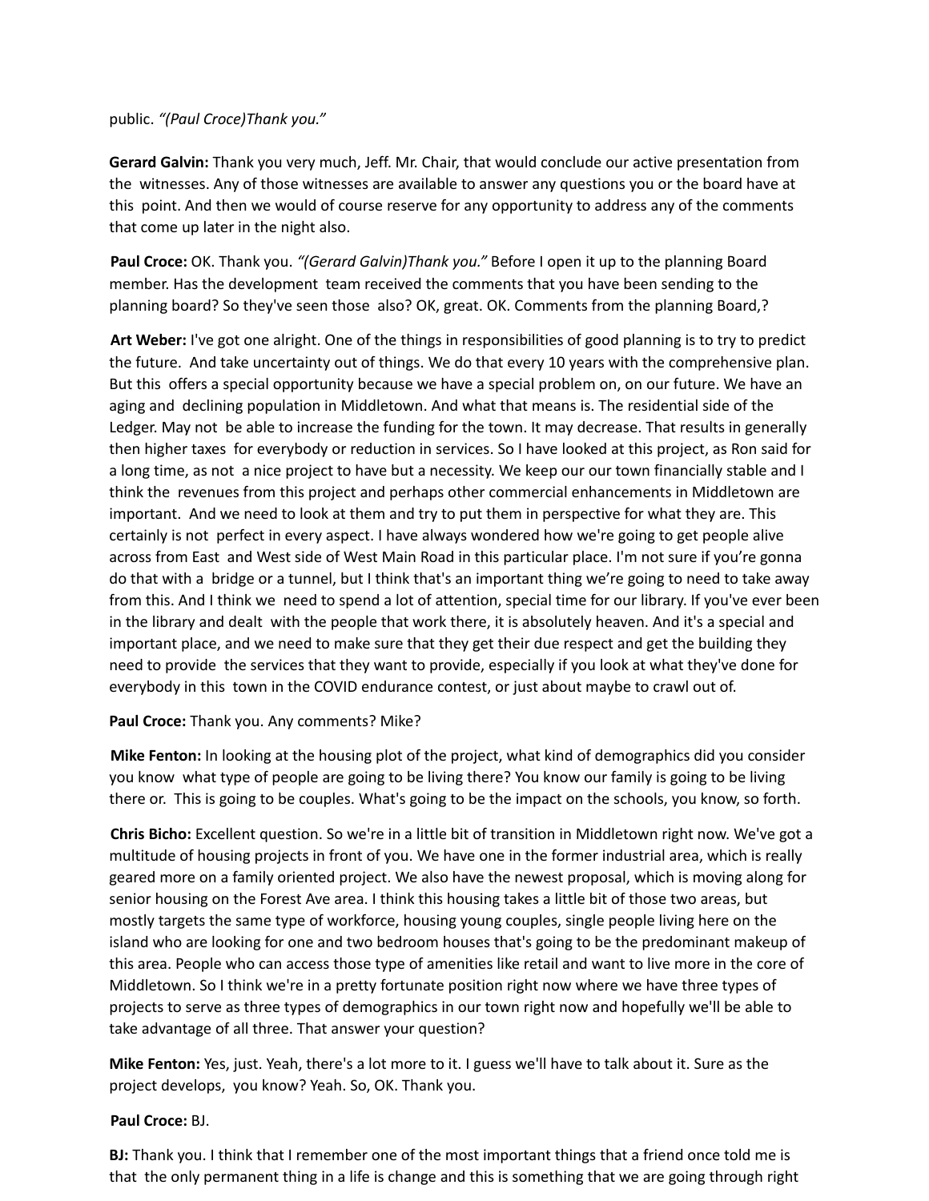public. *"(Paul Croce)Thank you."*

**Gerard Galvin:** Thank you very much, Jeff. Mr. Chair, that would conclude our active presentation from the witnesses. Any of those witnesses are available to answer any questions you or the board have at this point. And then we would of course reserve for any opportunity to address any of the comments that come up later in the night also.

**Paul Croce:** OK. Thank you. *"(Gerard Galvin)Thank you."* Before I open it up to the planning Board member. Has the development team received the comments that you have been sending to the planning board? So they've seen those also? OK, great. OK. Comments from the planning Board,?

**Art Weber:** I've got one alright. One of the things in responsibilities of good planning is to try to predict the future. And take uncertainty out of things. We do that every 10 years with the comprehensive plan. But this offers a special opportunity because we have a special problem on, on our future. We have an aging and declining population in Middletown. And what that means is. The residential side of the Ledger. May not be able to increase the funding for the town. It may decrease. That results in generally then higher taxes for everybody or reduction in services. So I have looked at this project, as Ron said for a long time, as not a nice project to have but a necessity. We keep our our town financially stable and I think the revenues from this project and perhaps other commercial enhancements in Middletown are important. And we need to look at them and try to put them in perspective for what they are. This certainly is not perfect in every aspect. I have always wondered how we're going to get people alive across from East and West side of West Main Road in this particular place. I'm not sure if you're gonna do that with a bridge or a tunnel, but I think that's an important thing we're going to need to take away from this. And I think we need to spend a lot of attention, special time for our library. If you've ever been in the library and dealt with the people that work there, it is absolutely heaven. And it's a special and important place, and we need to make sure that they get their due respect and get the building they need to provide the services that they want to provide, especially if you look at what they've done for everybody in this town in the COVID endurance contest, or just about maybe to crawl out of.

**Paul Croce:** Thank you. Any comments? Mike?

**Mike Fenton:** In looking at the housing plot of the project, what kind of demographics did you consider you know what type of people are going to be living there? You know our family is going to be living there or. This is going to be couples. What's going to be the impact on the schools, you know, so forth.

**Chris Bicho:** Excellent question. So we're in a little bit of transition in Middletown right now. We've got a multitude of housing projects in front of you. We have one in the former industrial area, which is really geared more on a family oriented project. We also have the newest proposal, which is moving along for senior housing on the Forest Ave area. I think this housing takes a little bit of those two areas, but mostly targets the same type of workforce, housing young couples, single people living here on the island who are looking for one and two bedroom houses that's going to be the predominant makeup of this area. People who can access those type of amenities like retail and want to live more in the core of Middletown. So I think we're in a pretty fortunate position right now where we have three types of projects to serve as three types of demographics in our town right now and hopefully we'll be able to take advantage of all three. That answer your question?

**Mike Fenton:** Yes, just. Yeah, there's a lot more to it. I guess we'll have to talk about it. Sure as the project develops, you know? Yeah. So, OK. Thank you.

**Paul Croce:** BJ.

**BJ:** Thank you. I think that I remember one of the most important things that a friend once told me is that the only permanent thing in a life is change and this is something that we are going through right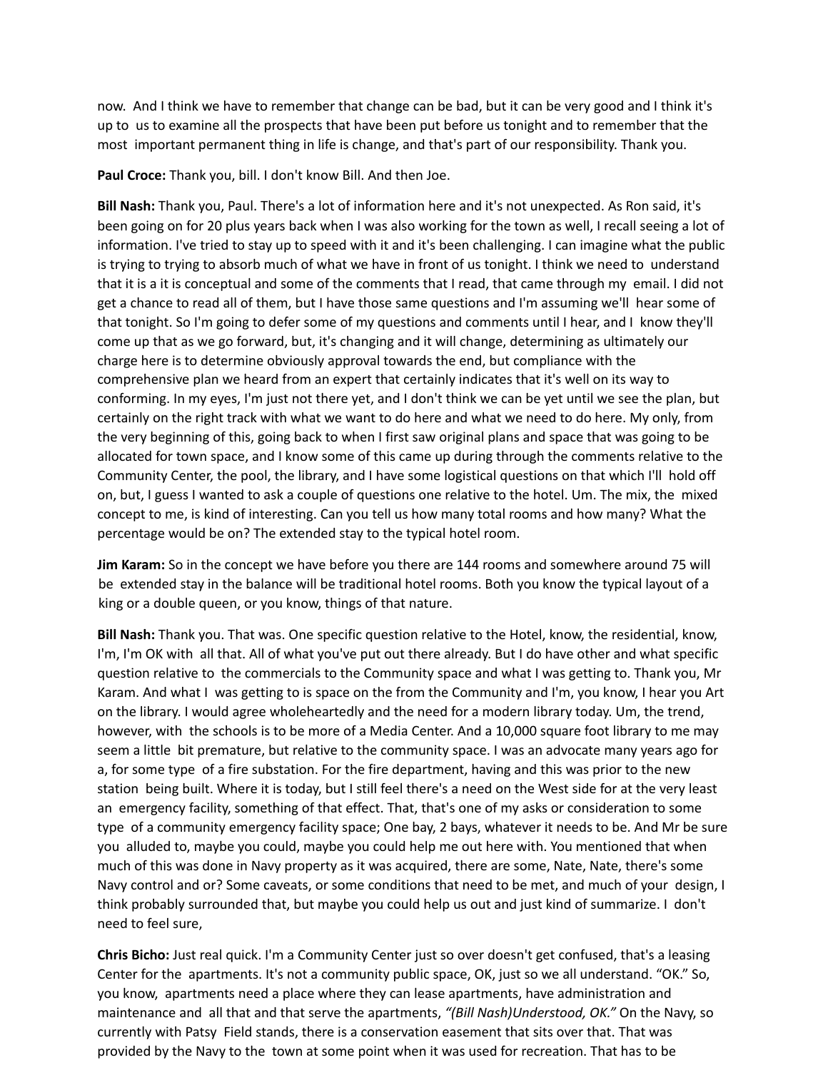now. And I think we have to remember that change can be bad, but it can be very good and I think it's up to us to examine all the prospects that have been put before us tonight and to remember that the most important permanent thing in life is change, and that's part of our responsibility. Thank you.

**Paul Croce:** Thank you, bill. I don't know Bill. And then Joe.

**Bill Nash:** Thank you, Paul. There's a lot of information here and it's not unexpected. As Ron said, it's been going on for 20 plus years back when I was also working for the town as well, I recall seeing a lot of information. I've tried to stay up to speed with it and it's been challenging. I can imagine what the public is trying to trying to absorb much of what we have in front of us tonight. I think we need to understand that it is a it is conceptual and some of the comments that I read, that came through my email. I did not get a chance to read all of them, but I have those same questions and I'm assuming we'll hear some of that tonight. So I'm going to defer some of my questions and comments until I hear, and I know they'll come up that as we go forward, but, it's changing and it will change, determining as ultimately our charge here is to determine obviously approval towards the end, but compliance with the comprehensive plan we heard from an expert that certainly indicates that it's well on its way to conforming. In my eyes, I'm just not there yet, and I don't think we can be yet until we see the plan, but certainly on the right track with what we want to do here and what we need to do here. My only, from the very beginning of this, going back to when I first saw original plans and space that was going to be allocated for town space, and I know some of this came up during through the comments relative to the Community Center, the pool, the library, and I have some logistical questions on that which I'll hold off on, but, I guess I wanted to ask a couple of questions one relative to the hotel. Um. The mix, the mixed concept to me, is kind of interesting. Can you tell us how many total rooms and how many? What the percentage would be on? The extended stay to the typical hotel room.

**Jim Karam:** So in the concept we have before you there are 144 rooms and somewhere around 75 will be extended stay in the balance will be traditional hotel rooms. Both you know the typical layout of a king or a double queen, or you know, things of that nature.

**Bill Nash:** Thank you. That was. One specific question relative to the Hotel, know, the residential, know, I'm, I'm OK with all that. All of what you've put out there already. But I do have other and what specific question relative to the commercials to the Community space and what I was getting to. Thank you, Mr Karam. And what I was getting to is space on the from the Community and I'm, you know, I hear you Art on the library. I would agree wholeheartedly and the need for a modern library today. Um, the trend, however, with the schools is to be more of a Media Center. And a 10,000 square foot library to me may seem a little bit premature, but relative to the community space. I was an advocate many years ago for a, for some type of a fire substation. For the fire department, having and this was prior to the new station being built. Where it is today, but I still feel there's a need on the West side for at the very least an emergency facility, something of that effect. That, that's one of my asks or consideration to some type of a community emergency facility space; One bay, 2 bays, whatever it needs to be. And Mr be sure you alluded to, maybe you could, maybe you could help me out here with. You mentioned that when much of this was done in Navy property as it was acquired, there are some, Nate, Nate, there's some Navy control and or? Some caveats, or some conditions that need to be met, and much of your design, I think probably surrounded that, but maybe you could help us out and just kind of summarize. I don't need to feel sure,

**Chris Bicho:** Just real quick. I'm a Community Center just so over doesn't get confused, that's a leasing Center for the apartments. It's not a community public space, OK, just so we all understand. "OK." So, you know, apartments need a place where they can lease apartments, have administration and maintenance and all that and that serve the apartments, *"(Bill Nash)Understood, OK."* On the Navy, so currently with Patsy Field stands, there is a conservation easement that sits over that. That was provided by the Navy to the town at some point when it was used for recreation. That has to be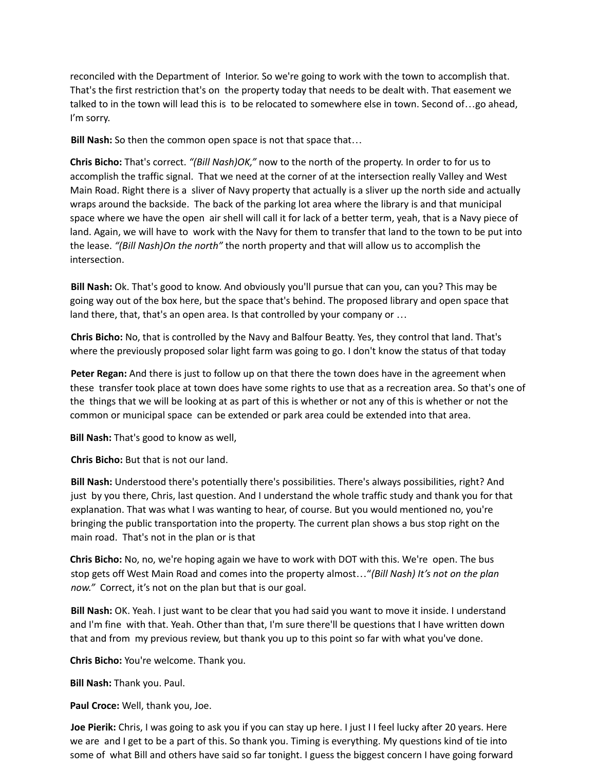reconciled with the Department of Interior. So we're going to work with the town to accomplish that. That's the first restriction that's on the property today that needs to be dealt with. That easement we talked to in the town will lead this is to be relocated to somewhere else in town. Second of…go ahead, I'm sorry.

**Bill Nash:** So then the common open space is not that space that…

**Chris Bicho:** That's correct. *"(Bill Nash)OK,"* now to the north of the property. In order to for us to accomplish the traffic signal. That we need at the corner of at the intersection really Valley and West Main Road. Right there is a sliver of Navy property that actually is a sliver up the north side and actually wraps around the backside. The back of the parking lot area where the library is and that municipal space where we have the open air shell will call it for lack of a better term, yeah, that is a Navy piece of land. Again, we will have to work with the Navy for them to transfer that land to the town to be put into the lease. *"(Bill Nash)On the north"* the north property and that will allow us to accomplish the intersection.

**Bill Nash:** Ok. That's good to know. And obviously you'll pursue that can you, can you? This may be going way out of the box here, but the space that's behind. The proposed library and open space that land there, that, that's an open area. Is that controlled by your company or …

**Chris Bicho:** No, that is controlled by the Navy and Balfour Beatty. Yes, they control that land. That's where the previously proposed solar light farm was going to go. I don't know the status of that today

**Peter Regan:** And there is just to follow up on that there the town does have in the agreement when these transfer took place at town does have some rights to use that as a recreation area. So that's one of the things that we will be looking at as part of this is whether or not any of this is whether or not the common or municipal space can be extended or park area could be extended into that area.

**Bill Nash:** That's good to know as well,

**Chris Bicho:** But that is not our land.

**Bill Nash:** Understood there's potentially there's possibilities. There's always possibilities, right? And just by you there, Chris, last question. And I understand the whole traffic study and thank you for that explanation. That was what I was wanting to hear, of course. But you would mentioned no, you're bringing the public transportation into the property. The current plan shows a bus stop right on the main road. That's not in the plan or is that

**Chris Bicho:** No, no, we're hoping again we have to work with DOT with this. We're open. The bus stop gets off West Main Road and comes into the property almost…"*(Bill Nash) It's not on the plan now."* Correct, it's not on the plan but that is our goal.

**Bill Nash:** OK. Yeah. I just want to be clear that you had said you want to move it inside. I understand and I'm fine with that. Yeah. Other than that, I'm sure there'll be questions that I have written down that and from my previous review, but thank you up to this point so far with what you've done.

**Chris Bicho:** You're welcome. Thank you.

**Bill Nash:** Thank you. Paul.

**Paul Croce:** Well, thank you, Joe.

**Joe Pierik:** Chris, I was going to ask you if you can stay up here. I just I I feel lucky after 20 years. Here we are and I get to be a part of this. So thank you. Timing is everything. My questions kind of tie into some of what Bill and others have said so far tonight. I guess the biggest concern I have going forward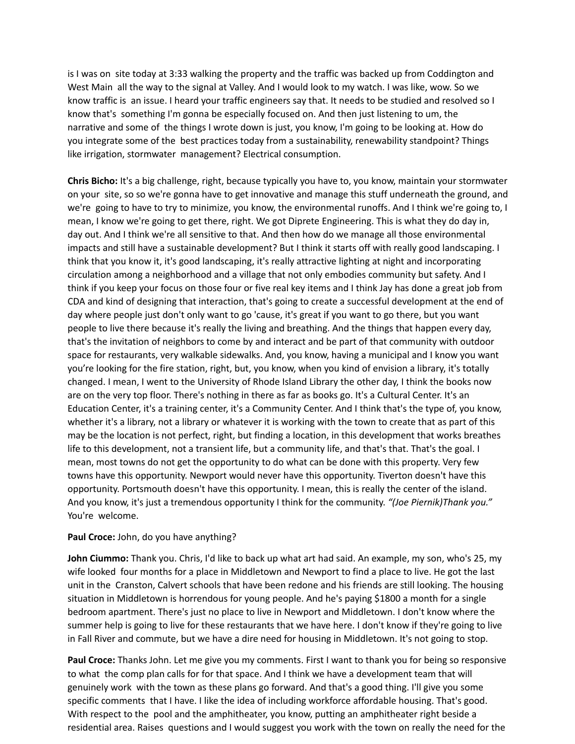is I was on site today at 3:33 walking the property and the traffic was backed up from Coddington and West Main all the way to the signal at Valley. And I would look to my watch. I was like, wow. So we know traffic is an issue. I heard your traffic engineers say that. It needs to be studied and resolved so I know that's something I'm gonna be especially focused on. And then just listening to um, the narrative and some of the things I wrote down is just, you know, I'm going to be looking at. How do you integrate some of the best practices today from a sustainability, renewability standpoint? Things like irrigation, stormwater management? Electrical consumption.

**Chris Bicho:** It's a big challenge, right, because typically you have to, you know, maintain your stormwater on your site, so so we're gonna have to get innovative and manage this stuff underneath the ground, and we're going to have to try to minimize, you know, the environmental runoffs. And I think we're going to, I mean, I know we're going to get there, right. We got Diprete Engineering. This is what they do day in, day out. And I think we're all sensitive to that. And then how do we manage all those environmental impacts and still have a sustainable development? But I think it starts off with really good landscaping. I think that you know it, it's good landscaping, it's really attractive lighting at night and incorporating circulation among a neighborhood and a village that not only embodies community but safety. And I think if you keep your focus on those four or five real key items and I think Jay has done a great job from CDA and kind of designing that interaction, that's going to create a successful development at the end of day where people just don't only want to go 'cause, it's great if you want to go there, but you want people to live there because it's really the living and breathing. And the things that happen every day, that's the invitation of neighbors to come by and interact and be part of that community with outdoor space for restaurants, very walkable sidewalks. And, you know, having a municipal and I know you want you're looking for the fire station, right, but, you know, when you kind of envision a library, it's totally changed. I mean, I went to the University of Rhode Island Library the other day, I think the books now are on the very top floor. There's nothing in there as far as books go. It's a Cultural Center. It's an Education Center, it's a training center, it's a Community Center. And I think that's the type of, you know, whether it's a library, not a library or whatever it is working with the town to create that as part of this may be the location is not perfect, right, but finding a location, in this development that works breathes life to this development, not a transient life, but a community life, and that's that. That's the goal. I mean, most towns do not get the opportunity to do what can be done with this property. Very few towns have this opportunity. Newport would never have this opportunity. Tiverton doesn't have this opportunity. Portsmouth doesn't have this opportunity. I mean, this is really the center of the island. And you know, it's just a tremendous opportunity I think for the community. *"(Joe Piernik)Thank you."* You're welcome.

**Paul Croce:** John, do you have anything?

**John Ciummo:** Thank you. Chris, I'd like to back up what art had said. An example, my son, who's 25, my wife looked four months for a place in Middletown and Newport to find a place to live. He got the last unit in the Cranston, Calvert schools that have been redone and his friends are still looking. The housing situation in Middletown is horrendous for young people. And he's paying $1800 a month for a single bedroom apartment. There's just no place to live in Newport and Middletown. I don't know where the summer help is going to live for these restaurants that we have here. I don't know if they're going to live in Fall River and commute, but we have a dire need for housing in Middletown. It's not going to stop.

**Paul Croce:** Thanks John. Let me give you my comments. First I want to thank you for being so responsive to what the comp plan calls for for that space. And I think we have a development team that will genuinely work with the town as these plans go forward. And that's a good thing. I'll give you some specific comments that I have. I like the idea of including workforce affordable housing. That's good. With respect to the pool and the amphitheater, you know, putting an amphitheater right beside a residential area. Raises questions and I would suggest you work with the town on really the need for the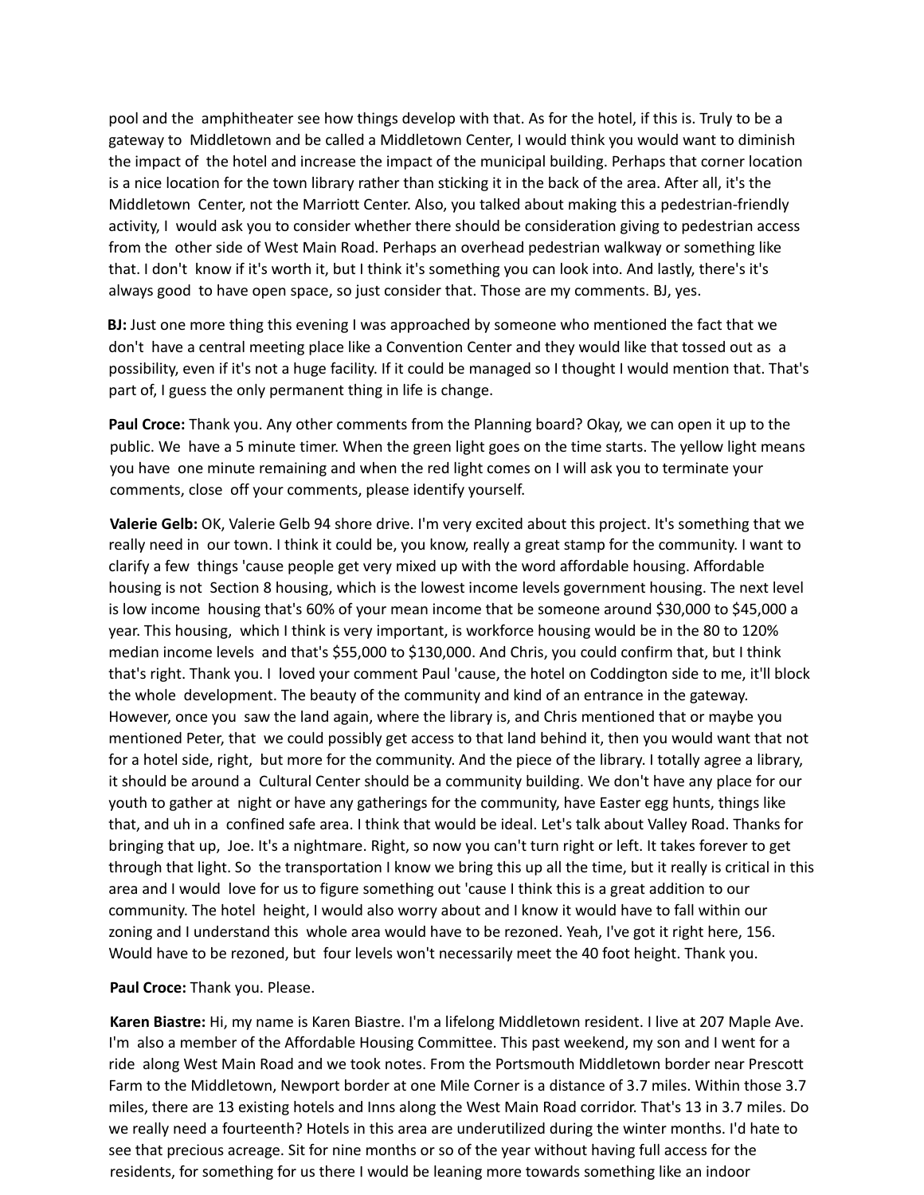pool and the amphitheater see how things develop with that. As for the hotel, if this is. Truly to be a gateway to Middletown and be called a Middletown Center, I would think you would want to diminish the impact of the hotel and increase the impact of the municipal building. Perhaps that corner location is a nice location for the town library rather than sticking it in the back of the area. After all, it's the Middletown Center, not the Marriott Center. Also, you talked about making this a pedestrian-friendly activity, I would ask you to consider whether there should be consideration giving to pedestrian access from the other side of West Main Road. Perhaps an overhead pedestrian walkway or something like that. I don't know if it's worth it, but I think it's something you can look into. And lastly, there's it's always good to have open space, so just consider that. Those are my comments. BJ, yes.

**BJ:** Just one more thing this evening I was approached by someone who mentioned the fact that we don't have a central meeting place like a Convention Center and they would like that tossed out as a possibility, even if it's not a huge facility. If it could be managed so I thought I would mention that. That's part of, I guess the only permanent thing in life is change.

**Paul Croce:** Thank you. Any other comments from the Planning board? Okay, we can open it up to the public. We have a 5 minute timer. When the green light goes on the time starts. The yellow light means you have one minute remaining and when the red light comes on I will ask you to terminate your comments, close off your comments, please identify yourself.

**Valerie Gelb:** OK, Valerie Gelb 94 shore drive. I'm very excited about this project. It's something that we really need in our town. I think it could be, you know, really a great stamp for the community. I want to clarify a few things 'cause people get very mixed up with the word affordable housing. Affordable housing is not Section 8 housing, which is the lowest income levels government housing. The next level is low income housing that's 60% of your mean income that be someone around $30,000 to $45,000 a year. This housing, which I think is very important, is workforce housing would be in the 80 to 120% median income levels and that's $55,000 to $130,000. And Chris, you could confirm that, but I think that's right. Thank you. I loved your comment Paul 'cause, the hotel on Coddington side to me, it'll block the whole development. The beauty of the community and kind of an entrance in the gateway. However, once you saw the land again, where the library is, and Chris mentioned that or maybe you mentioned Peter, that we could possibly get access to that land behind it, then you would want that not for a hotel side, right, but more for the community. And the piece of the library. I totally agree a library, it should be around a Cultural Center should be a community building. We don't have any place for our youth to gather at night or have any gatherings for the community, have Easter egg hunts, things like that, and uh in a confined safe area. I think that would be ideal. Let's talk about Valley Road. Thanks for bringing that up, Joe. It's a nightmare. Right, so now you can't turn right or left. It takes forever to get through that light. So the transportation I know we bring this up all the time, but it really is critical in this area and I would love for us to figure something out 'cause I think this is a great addition to our community. The hotel height, I would also worry about and I know it would have to fall within our zoning and I understand this whole area would have to be rezoned. Yeah, I've got it right here, 156. Would have to be rezoned, but four levels won't necessarily meet the 40 foot height. Thank you.

**Paul Croce:** Thank you. Please.

**Karen Biastre:** Hi, my name is Karen Biastre. I'm a lifelong Middletown resident. I live at 207 Maple Ave. I'm also a member of the Affordable Housing Committee. This past weekend, my son and I went for a ride along West Main Road and we took notes. From the Portsmouth Middletown border near Prescott Farm to the Middletown, Newport border at one Mile Corner is a distance of 3.7 miles. Within those 3.7 miles, there are 13 existing hotels and Inns along the West Main Road corridor. That's 13 in 3.7 miles. Do we really need a fourteenth? Hotels in this area are underutilized during the winter months. I'd hate to see that precious acreage. Sit for nine months or so of the year without having full access for the residents, for something for us there I would be leaning more towards something like an indoor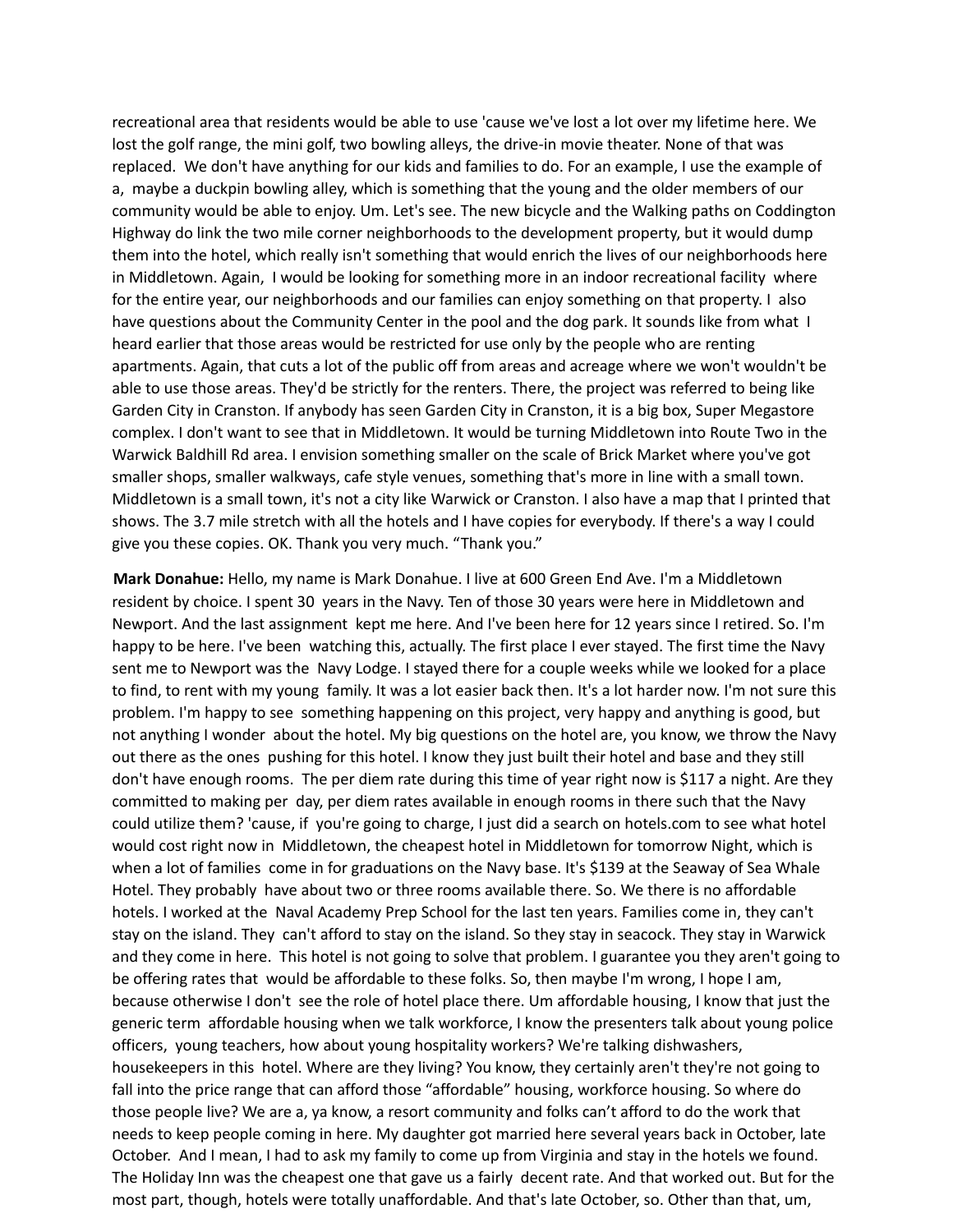recreational area that residents would be able to use 'cause we've lost a lot over my lifetime here. We lost the golf range, the mini golf, two bowling alleys, the drive-in movie theater. None of that was replaced. We don't have anything for our kids and families to do. For an example, I use the example of a, maybe a duckpin bowling alley, which is something that the young and the older members of our community would be able to enjoy. Um. Let's see. The new bicycle and the Walking paths on Coddington Highway do link the two mile corner neighborhoods to the development property, but it would dump them into the hotel, which really isn't something that would enrich the lives of our neighborhoods here in Middletown. Again, I would be looking for something more in an indoor recreational facility where for the entire year, our neighborhoods and our families can enjoy something on that property. I also have questions about the Community Center in the pool and the dog park. It sounds like from what I heard earlier that those areas would be restricted for use only by the people who are renting apartments. Again, that cuts a lot of the public off from areas and acreage where we won't wouldn't be able to use those areas. They'd be strictly for the renters. There, the project was referred to being like Garden City in Cranston. If anybody has seen Garden City in Cranston, it is a big box, Super Megastore complex. I don't want to see that in Middletown. It would be turning Middletown into Route Two in the Warwick Baldhill Rd area. I envision something smaller on the scale of Brick Market where you've got smaller shops, smaller walkways, cafe style venues, something that's more in line with a small town. Middletown is a small town, it's not a city like Warwick or Cranston. I also have a map that I printed that shows. The 3.7 mile stretch with all the hotels and I have copies for everybody. If there's a way I could give you these copies. OK. Thank you very much. "Thank you."

**Mark Donahue:** Hello, my name is Mark Donahue. I live at 600 Green End Ave. I'm a Middletown resident by choice. I spent 30 years in the Navy. Ten of those 30 years were here in Middletown and Newport. And the last assignment kept me here. And I've been here for 12 years since I retired. So. I'm happy to be here. I've been watching this, actually. The first place I ever stayed. The first time the Navy sent me to Newport was the Navy Lodge. I stayed there for a couple weeks while we looked for a place to find, to rent with my young family. It was a lot easier back then. It's a lot harder now. I'm not sure this problem. I'm happy to see something happening on this project, very happy and anything is good, but not anything I wonder about the hotel. My big questions on the hotel are, you know, we throw the Navy out there as the ones pushing for this hotel. I know they just built their hotel and base and they still don't have enough rooms. The per diem rate during this time of year right now is $117 a night. Are they committed to making per day, per diem rates available in enough rooms in there such that the Navy could utilize them? 'cause, if you're going to charge, I just did a search on hotels.com to see what hotel would cost right now in Middletown, the cheapest hotel in Middletown for tomorrow Night, which is when a lot of families come in for graduations on the Navy base. It's $139 at the Seaway of Sea Whale Hotel. They probably have about two or three rooms available there. So. We there is no affordable hotels. I worked at the Naval Academy Prep School for the last ten years. Families come in, they can't stay on the island. They can't afford to stay on the island. So they stay in seacock. They stay in Warwick and they come in here. This hotel is not going to solve that problem. I guarantee you they aren't going to be offering rates that would be affordable to these folks. So, then maybe I'm wrong, I hope I am, because otherwise I don't see the role of hotel place there. Um affordable housing, I know that just the generic term affordable housing when we talk workforce, I know the presenters talk about young police officers, young teachers, how about young hospitality workers? We're talking dishwashers, housekeepers in this hotel. Where are they living? You know, they certainly aren't they're not going to fall into the price range that can afford those "affordable" housing, workforce housing. So where do those people live? We are a, ya know, a resort community and folks can't afford to do the work that needs to keep people coming in here. My daughter got married here several years back in October, late October. And I mean, I had to ask my family to come up from Virginia and stay in the hotels we found. The Holiday Inn was the cheapest one that gave us a fairly decent rate. And that worked out. But for the most part, though, hotels were totally unaffordable. And that's late October, so. Other than that, um,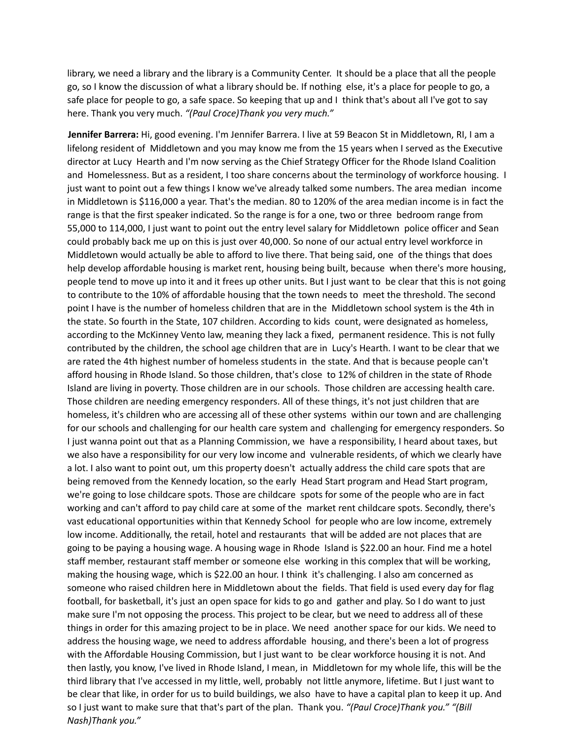library, we need a library and the library is a Community Center. It should be a place that all the people go, so I know the discussion of what a library should be. If nothing else, it's a place for people to go, a safe place for people to go, a safe space. So keeping that up and I think that's about all I've got to say here. Thank you very much. *"(Paul Croce)Thank you very much."*

**Jennifer Barrera:** Hi, good evening. I'm Jennifer Barrera. I live at 59 Beacon St in Middletown, RI, I am a lifelong resident of Middletown and you may know me from the 15 years when I served as the Executive director at Lucy Hearth and I'm now serving as the Chief Strategy Officer for the Rhode Island Coalition and Homelessness. But as a resident, I too share concerns about the terminology of workforce housing. I just want to point out a few things I know we've already talked some numbers. The area median income in Middletown is $116,000 a year. That's the median. 80 to 120% of the area median income is in fact the range is that the first speaker indicated. So the range is for a one, two or three bedroom range from 55,000 to 114,000, I just want to point out the entry level salary for Middletown police officer and Sean could probably back me up on this is just over 40,000. So none of our actual entry level workforce in Middletown would actually be able to afford to live there. That being said, one of the things that does help develop affordable housing is market rent, housing being built, because when there's more housing, people tend to move up into it and it frees up other units. But I just want to be clear that this is not going to contribute to the 10% of affordable housing that the town needs to meet the threshold. The second point I have is the number of homeless children that are in the Middletown school system is the 4th in the state. So fourth in the State, 107 children. According to kids count, were designated as homeless, according to the McKinney Vento law, meaning they lack a fixed, permanent residence. This is not fully contributed by the children, the school age children that are in Lucy's Hearth. I want to be clear that we are rated the 4th highest number of homeless students in the state. And that is because people can't afford housing in Rhode Island. So those children, that's close to 12% of children in the state of Rhode Island are living in poverty. Those children are in our schools. Those children are accessing health care. Those children are needing emergency responders. All of these things, it's not just children that are homeless, it's children who are accessing all of these other systems within our town and are challenging for our schools and challenging for our health care system and challenging for emergency responders. So I just wanna point out that as a Planning Commission, we have a responsibility, I heard about taxes, but we also have a responsibility for our very low income and vulnerable residents, of which we clearly have a lot. I also want to point out, um this property doesn't actually address the child care spots that are being removed from the Kennedy location, so the early Head Start program and Head Start program, we're going to lose childcare spots. Those are childcare spots for some of the people who are in fact working and can't afford to pay child care at some of the market rent childcare spots. Secondly, there's vast educational opportunities within that Kennedy School for people who are low income, extremely low income. Additionally, the retail, hotel and restaurants that will be added are not places that are going to be paying a housing wage. A housing wage in Rhode Island is $22.00 an hour. Find me a hotel staff member, restaurant staff member or someone else working in this complex that will be working, making the housing wage, which is $22.00 an hour. I think it's challenging. I also am concerned as someone who raised children here in Middletown about the fields. That field is used every day for flag football, for basketball, it's just an open space for kids to go and gather and play. So I do want to just make sure I'm not opposing the process. This project to be clear, but we need to address all of these things in order for this amazing project to be in place. We need another space for our kids. We need to address the housing wage, we need to address affordable housing, and there's been a lot of progress with the Affordable Housing Commission, but I just want to be clear workforce housing it is not. And then lastly, you know, I've lived in Rhode Island, I mean, in Middletown for my whole life, this will be the third library that I've accessed in my little, well, probably not little anymore, lifetime. But I just want to be clear that like, in order for us to build buildings, we also have to have a capital plan to keep it up. And so I just want to make sure that that's part of the plan. Thank you. *"(Paul Croce)Thank you." "(Bill Nash)Thank you."*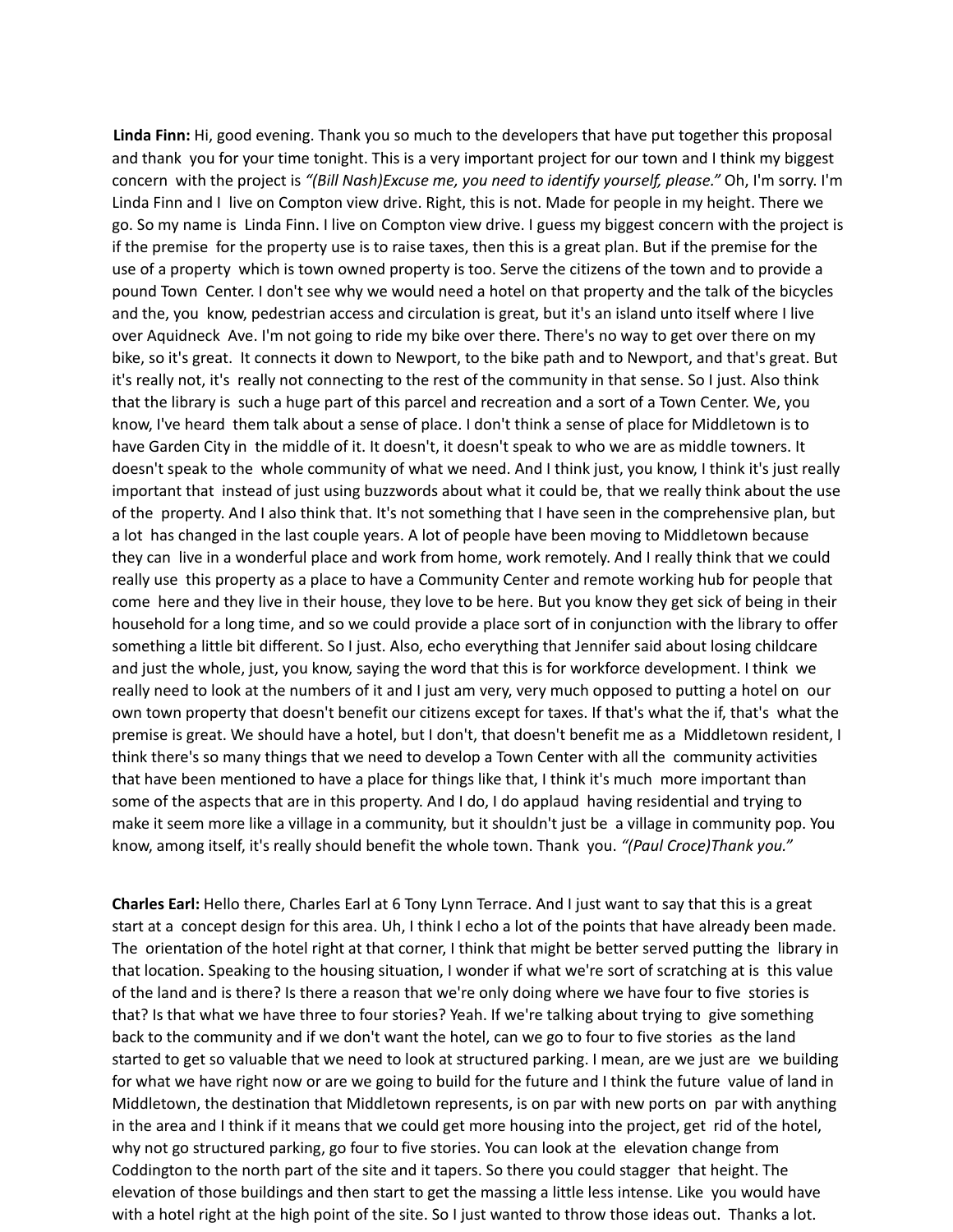**Linda Finn:** Hi, good evening. Thank you so much to the developers that have put together this proposal and thank you for your time tonight. This is a very important project for our town and I think my biggest concern with the project is *"(Bill Nash)Excuse me, you need to identify yourself, please."* Oh, I'm sorry. I'm Linda Finn and I live on Compton view drive. Right, this is not. Made for people in my height. There we go. So my name is Linda Finn. I live on Compton view drive. I guess my biggest concern with the project is if the premise for the property use is to raise taxes, then this is a great plan. But if the premise for the use of a property which is town owned property is too. Serve the citizens of the town and to provide a pound Town Center. I don't see why we would need a hotel on that property and the talk of the bicycles and the, you know, pedestrian access and circulation is great, but it's an island unto itself where I live over Aquidneck Ave. I'm not going to ride my bike over there. There's no way to get over there on my bike, so it's great. It connects it down to Newport, to the bike path and to Newport, and that's great. But it's really not, it's really not connecting to the rest of the community in that sense. So I just. Also think that the library is such a huge part of this parcel and recreation and a sort of a Town Center. We, you know, I've heard them talk about a sense of place. I don't think a sense of place for Middletown is to have Garden City in the middle of it. It doesn't, it doesn't speak to who we are as middle towners. It doesn't speak to the whole community of what we need. And I think just, you know, I think it's just really important that instead of just using buzzwords about what it could be, that we really think about the use of the property. And I also think that. It's not something that I have seen in the comprehensive plan, but a lot has changed in the last couple years. A lot of people have been moving to Middletown because they can live in a wonderful place and work from home, work remotely. And I really think that we could really use this property as a place to have a Community Center and remote working hub for people that come here and they live in their house, they love to be here. But you know they get sick of being in their household for a long time, and so we could provide a place sort of in conjunction with the library to offer something a little bit different. So I just. Also, echo everything that Jennifer said about losing childcare and just the whole, just, you know, saying the word that this is for workforce development. I think we really need to look at the numbers of it and I just am very, very much opposed to putting a hotel on our own town property that doesn't benefit our citizens except for taxes. If that's what the if, that's what the premise is great. We should have a hotel, but I don't, that doesn't benefit me as a Middletown resident, I think there's so many things that we need to develop a Town Center with all the community activities that have been mentioned to have a place for things like that, I think it's much more important than some of the aspects that are in this property. And I do, I do applaud having residential and trying to make it seem more like a village in a community, but it shouldn't just be a village in community pop. You know, among itself, it's really should benefit the whole town. Thank you. *"(Paul Croce)Thank you."*

**Charles Earl:** Hello there, Charles Earl at 6 Tony Lynn Terrace. And I just want to say that this is a great start at a concept design for this area. Uh, I think I echo a lot of the points that have already been made. The orientation of the hotel right at that corner, I think that might be better served putting the library in that location. Speaking to the housing situation, I wonder if what we're sort of scratching at is this value of the land and is there? Is there a reason that we're only doing where we have four to five stories is that? Is that what we have three to four stories? Yeah. If we're talking about trying to give something back to the community and if we don't want the hotel, can we go to four to five stories as the land started to get so valuable that we need to look at structured parking. I mean, are we just are we building for what we have right now or are we going to build for the future and I think the future value of land in Middletown, the destination that Middletown represents, is on par with new ports on par with anything in the area and I think if it means that we could get more housing into the project, get rid of the hotel, why not go structured parking, go four to five stories. You can look at the elevation change from Coddington to the north part of the site and it tapers. So there you could stagger that height. The elevation of those buildings and then start to get the massing a little less intense. Like you would have with a hotel right at the high point of the site. So I just wanted to throw those ideas out. Thanks a lot.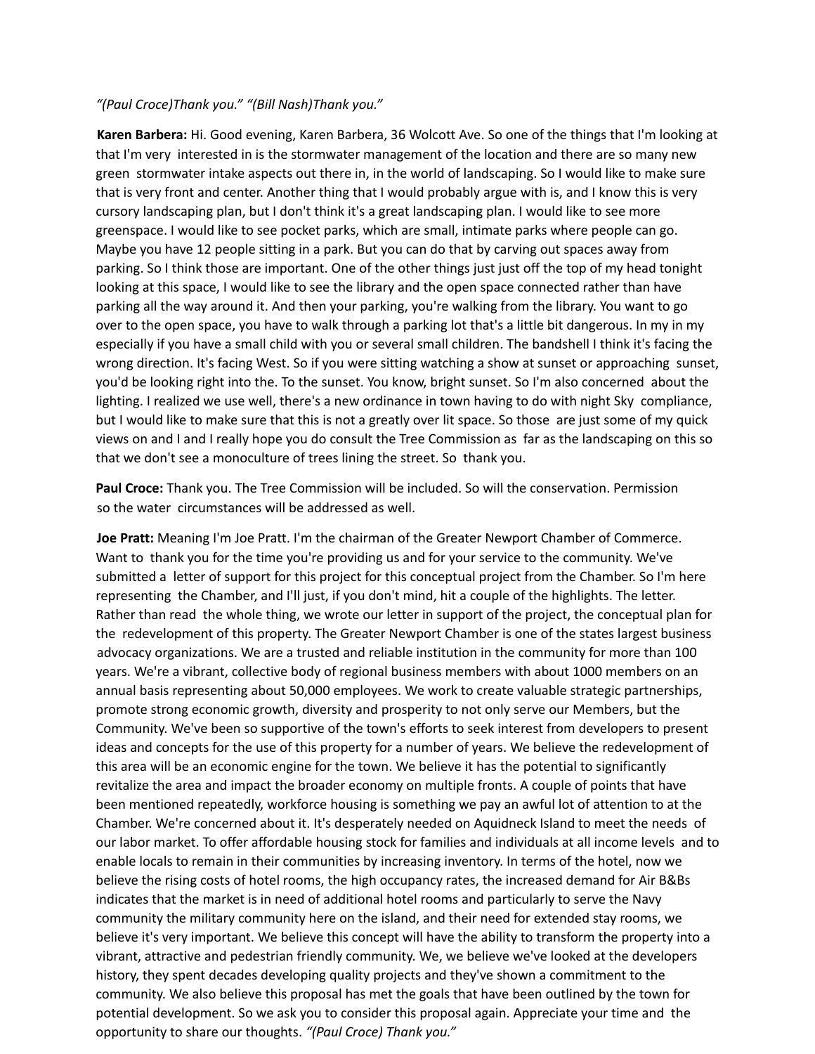*"(Paul Croce)Thank you." "(Bill Nash)Thank you."*

**Karen Barbera:** Hi. Good evening, Karen Barbera, 36 Wolcott Ave. So one of the things that I'm looking at that I'm very interested in is the stormwater management of the location and there are so many new green stormwater intake aspects out there in, in the world of landscaping. So I would like to make sure that is very front and center. Another thing that I would probably argue with is, and I know this is very cursory landscaping plan, but I don't think it's a great landscaping plan. I would like to see more greenspace. I would like to see pocket parks, which are small, intimate parks where people can go. Maybe you have 12 people sitting in a park. But you can do that by carving out spaces away from parking. So I think those are important. One of the other things just just off the top of my head tonight looking at this space, I would like to see the library and the open space connected rather than have parking all the way around it. And then your parking, you're walking from the library. You want to go over to the open space, you have to walk through a parking lot that's a little bit dangerous. In my in my especially if you have a small child with you or several small children. The bandshell I think it's facing the wrong direction. It's facing West. So if you were sitting watching a show at sunset or approaching sunset, you'd be looking right into the. To the sunset. You know, bright sunset. So I'm also concerned about the lighting. I realized we use well, there's a new ordinance in town having to do with night Sky compliance, but I would like to make sure that this is not a greatly over lit space. So those are just some of my quick views on and I and I really hope you do consult the Tree Commission as far as the landscaping on this so that we don't see a monoculture of trees lining the street. So thank you.

**Paul Croce:** Thank you. The Tree Commission will be included. So will the conservation. Permission so the water circumstances will be addressed as well.

**Joe Pratt:** Meaning I'm Joe Pratt. I'm the chairman of the Greater Newport Chamber of Commerce. Want to thank you for the time you're providing us and for your service to the community. We've submitted a letter of support for this project for this conceptual project from the Chamber. So I'm here representing the Chamber, and I'll just, if you don't mind, hit a couple of the highlights. The letter. Rather than read the whole thing, we wrote our letter in support of the project, the conceptual plan for the redevelopment of this property. The Greater Newport Chamber is one of the states largest business advocacy organizations. We are a trusted and reliable institution in the community for more than 100 years. We're a vibrant, collective body of regional business members with about 1000 members on an annual basis representing about 50,000 employees. We work to create valuable strategic partnerships, promote strong economic growth, diversity and prosperity to not only serve our Members, but the Community. We've been so supportive of the town's efforts to seek interest from developers to present ideas and concepts for the use of this property for a number of years. We believe the redevelopment of this area will be an economic engine for the town. We believe it has the potential to significantly revitalize the area and impact the broader economy on multiple fronts. A couple of points that have been mentioned repeatedly, workforce housing is something we pay an awful lot of attention to at the Chamber. We're concerned about it. It's desperately needed on Aquidneck Island to meet the needs of our labor market. To offer affordable housing stock for families and individuals at all income levels and to enable locals to remain in their communities by increasing inventory. In terms of the hotel, now we believe the rising costs of hotel rooms, the high occupancy rates, the increased demand for Air B&Bs indicates that the market is in need of additional hotel rooms and particularly to serve the Navy community the military community here on the island, and their need for extended stay rooms, we believe it's very important. We believe this concept will have the ability to transform the property into a vibrant, attractive and pedestrian friendly community. We, we believe we've looked at the developers history, they spent decades developing quality projects and they've shown a commitment to the community. We also believe this proposal has met the goals that have been outlined by the town for potential development. So we ask you to consider this proposal again. Appreciate your time and the opportunity to share our thoughts. *"(Paul Croce) Thank you."*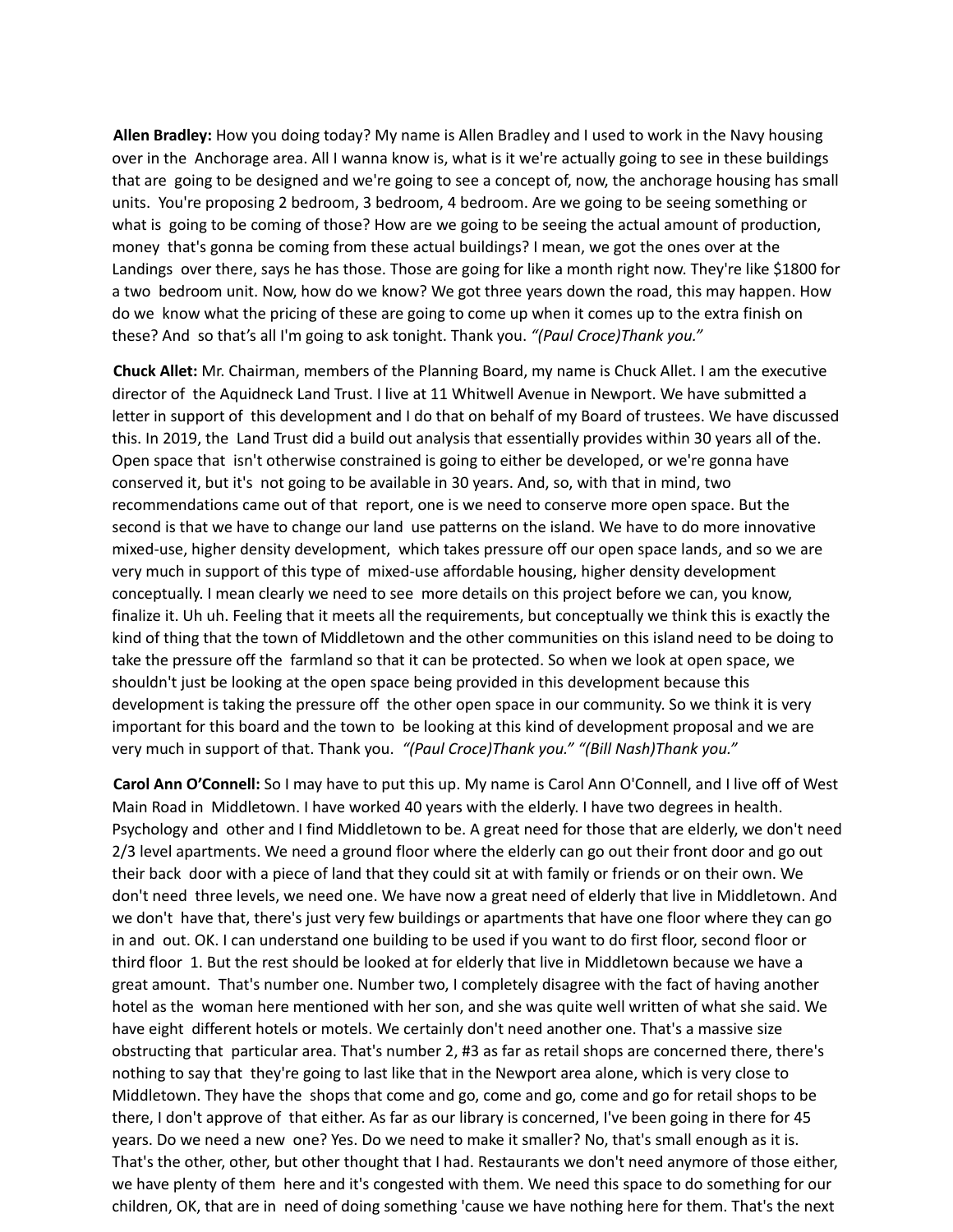**Allen Bradley:** How you doing today? My name is Allen Bradley and I used to work in the Navy housing over in the Anchorage area. All I wanna know is, what is it we're actually going to see in these buildings that are going to be designed and we're going to see a concept of, now, the anchorage housing has small units. You're proposing 2 bedroom, 3 bedroom, 4 bedroom. Are we going to be seeing something or what is going to be coming of those? How are we going to be seeing the actual amount of production, money that's gonna be coming from these actual buildings? I mean, we got the ones over at the Landings over there, says he has those. Those are going for like a month right now. They're like $1800 for a two bedroom unit. Now, how do we know? We got three years down the road, this may happen. How do we know what the pricing of these are going to come up when it comes up to the extra finish on these? And so that's all I'm going to ask tonight. Thank you. *"(Paul Croce)Thank you."*

**Chuck Allet:** Mr. Chairman, members of the Planning Board, my name is Chuck Allet. I am the executive director of the Aquidneck Land Trust. I live at 11 Whitwell Avenue in Newport. We have submitted a letter in support of this development and I do that on behalf of my Board of trustees. We have discussed this. In 2019, the Land Trust did a build out analysis that essentially provides within 30 years all of the. Open space that isn't otherwise constrained is going to either be developed, or we're gonna have conserved it, but it's not going to be available in 30 years. And, so, with that in mind, two recommendations came out of that report, one is we need to conserve more open space. But the second is that we have to change our land use patterns on the island. We have to do more innovative mixed-use, higher density development, which takes pressure off our open space lands, and so we are very much in support of this type of mixed-use affordable housing, higher density development conceptually. I mean clearly we need to see more details on this project before we can, you know, finalize it. Uh uh. Feeling that it meets all the requirements, but conceptually we think this is exactly the kind of thing that the town of Middletown and the other communities on this island need to be doing to take the pressure off the farmland so that it can be protected. So when we look at open space, we shouldn't just be looking at the open space being provided in this development because this development is taking the pressure off the other open space in our community. So we think it is very important for this board and the town to be looking at this kind of development proposal and we are very much in support of that. Thank you. *"(Paul Croce)Thank you." "(Bill Nash)Thank you."*

**Carol Ann O'Connell:** So I may have to put this up. My name is Carol Ann O'Connell, and I live off of West Main Road in Middletown. I have worked 40 years with the elderly. I have two degrees in health. Psychology and other and I find Middletown to be. A great need for those that are elderly, we don't need 2/3 level apartments. We need a ground floor where the elderly can go out their front door and go out their back door with a piece of land that they could sit at with family or friends or on their own. We don't need three levels, we need one. We have now a great need of elderly that live in Middletown. And we don't have that, there's just very few buildings or apartments that have one floor where they can go in and out. OK. I can understand one building to be used if you want to do first floor, second floor or third floor 1. But the rest should be looked at for elderly that live in Middletown because we have a great amount. That's number one. Number two, I completely disagree with the fact of having another hotel as the woman here mentioned with her son, and she was quite well written of what she said. We have eight different hotels or motels. We certainly don't need another one. That's a massive size obstructing that particular area. That's number 2, #3 as far as retail shops are concerned there, there's nothing to say that they're going to last like that in the Newport area alone, which is very close to Middletown. They have the shops that come and go, come and go, come and go for retail shops to be there, I don't approve of that either. As far as our library is concerned, I've been going in there for 45 years. Do we need a new one? Yes. Do we need to make it smaller? No, that's small enough as it is. That's the other, other, but other thought that I had. Restaurants we don't need anymore of those either, we have plenty of them here and it's congested with them. We need this space to do something for our children, OK, that are in need of doing something 'cause we have nothing here for them. That's the next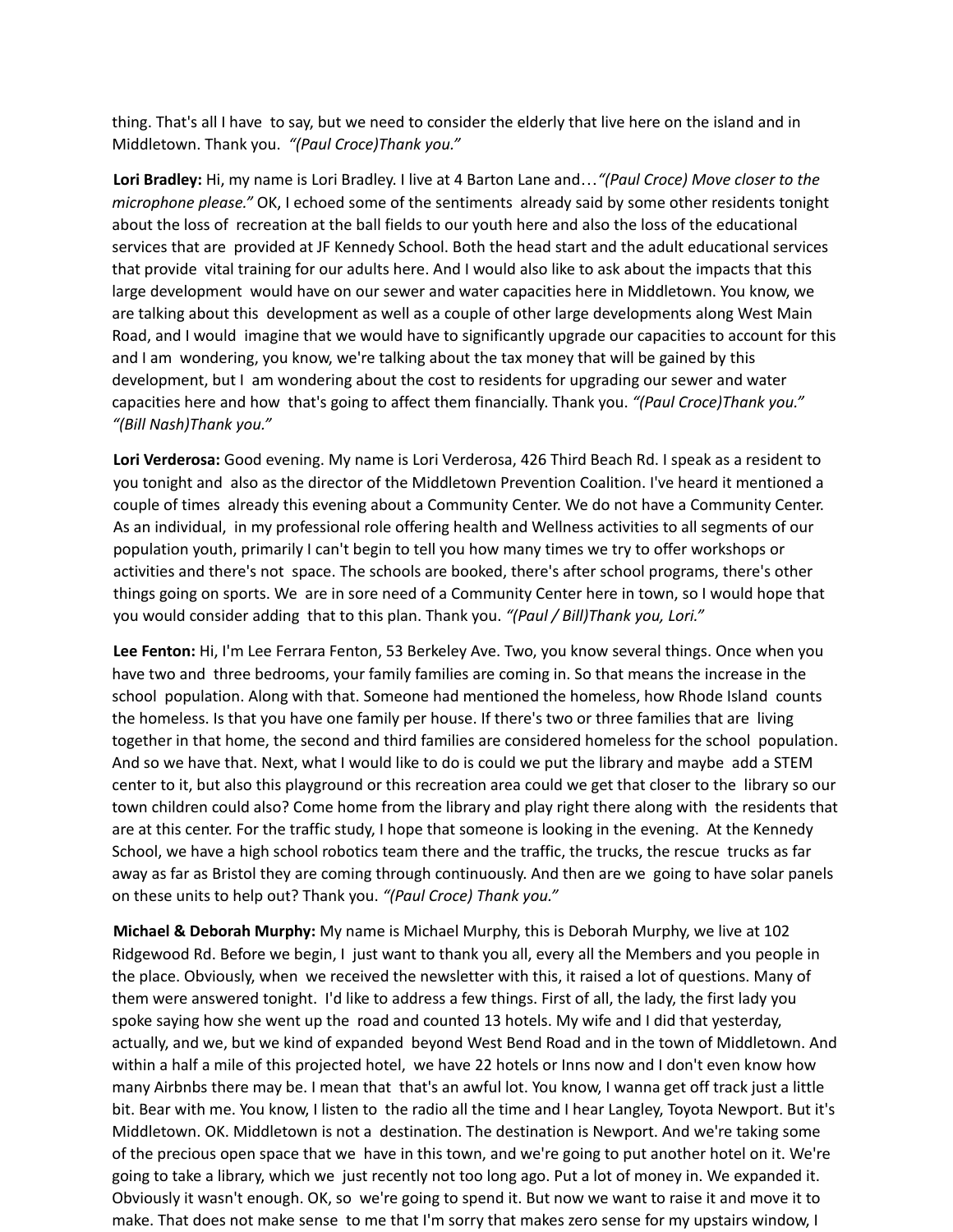thing. That's all I have to say, but we need to consider the elderly that live here on the island and in Middletown. Thank you. *"(Paul Croce)Thank you."*

**Lori Bradley:** Hi, my name is Lori Bradley. I live at 4 Barton Lane and…*"(Paul Croce) Move closer to the microphone please."* OK, I echoed some of the sentiments already said by some other residents tonight about the loss of recreation at the ball fields to our youth here and also the loss of the educational services that are provided at JF Kennedy School. Both the head start and the adult educational services that provide vital training for our adults here. And I would also like to ask about the impacts that this large development would have on our sewer and water capacities here in Middletown. You know, we are talking about this development as well as a couple of other large developments along West Main Road, and I would imagine that we would have to significantly upgrade our capacities to account for this and I am wondering, you know, we're talking about the tax money that will be gained by this development, but I am wondering about the cost to residents for upgrading our sewer and water capacities here and how that's going to affect them financially. Thank you. *"(Paul Croce)Thank you." "(Bill Nash)Thank you."*

**Lori Verderosa:** Good evening. My name is Lori Verderosa, 426 Third Beach Rd. I speak as a resident to you tonight and also as the director of the Middletown Prevention Coalition. I've heard it mentioned a couple of times already this evening about a Community Center. We do not have a Community Center. As an individual, in my professional role offering health and Wellness activities to all segments of our population youth, primarily I can't begin to tell you how many times we try to offer workshops or activities and there's not space. The schools are booked, there's after school programs, there's other things going on sports. We are in sore need of a Community Center here in town, so I would hope that you would consider adding that to this plan. Thank you. *"(Paul / Bill)Thank you, Lori."*

**Lee Fenton:** Hi, I'm Lee Ferrara Fenton, 53 Berkeley Ave. Two, you know several things. Once when you have two and three bedrooms, your family families are coming in. So that means the increase in the school population. Along with that. Someone had mentioned the homeless, how Rhode Island counts the homeless. Is that you have one family per house. If there's two or three families that are living together in that home, the second and third families are considered homeless for the school population. And so we have that. Next, what I would like to do is could we put the library and maybe add a STEM center to it, but also this playground or this recreation area could we get that closer to the library so our town children could also? Come home from the library and play right there along with the residents that are at this center. For the traffic study, I hope that someone is looking in the evening. At the Kennedy School, we have a high school robotics team there and the traffic, the trucks, the rescue trucks as far away as far as Bristol they are coming through continuously. And then are we going to have solar panels on these units to help out? Thank you. *"(Paul Croce) Thank you."*

**Michael & Deborah Murphy:** My name is Michael Murphy, this is Deborah Murphy, we live at 102 Ridgewood Rd. Before we begin, I just want to thank you all, every all the Members and you people in the place. Obviously, when we received the newsletter with this, it raised a lot of questions. Many of them were answered tonight. I'd like to address a few things. First of all, the lady, the first lady you spoke saying how she went up the road and counted 13 hotels. My wife and I did that yesterday, actually, and we, but we kind of expanded beyond West Bend Road and in the town of Middletown. And within a half a mile of this projected hotel, we have 22 hotels or Inns now and I don't even know how many Airbnbs there may be. I mean that that's an awful lot. You know, I wanna get off track just a little bit. Bear with me. You know, I listen to the radio all the time and I hear Langley, Toyota Newport. But it's Middletown. OK. Middletown is not a destination. The destination is Newport. And we're taking some of the precious open space that we have in this town, and we're going to put another hotel on it. We're going to take a library, which we just recently not too long ago. Put a lot of money in. We expanded it. Obviously it wasn't enough. OK, so we're going to spend it. But now we want to raise it and move it to make. That does not make sense to me that I'm sorry that makes zero sense for my upstairs window, I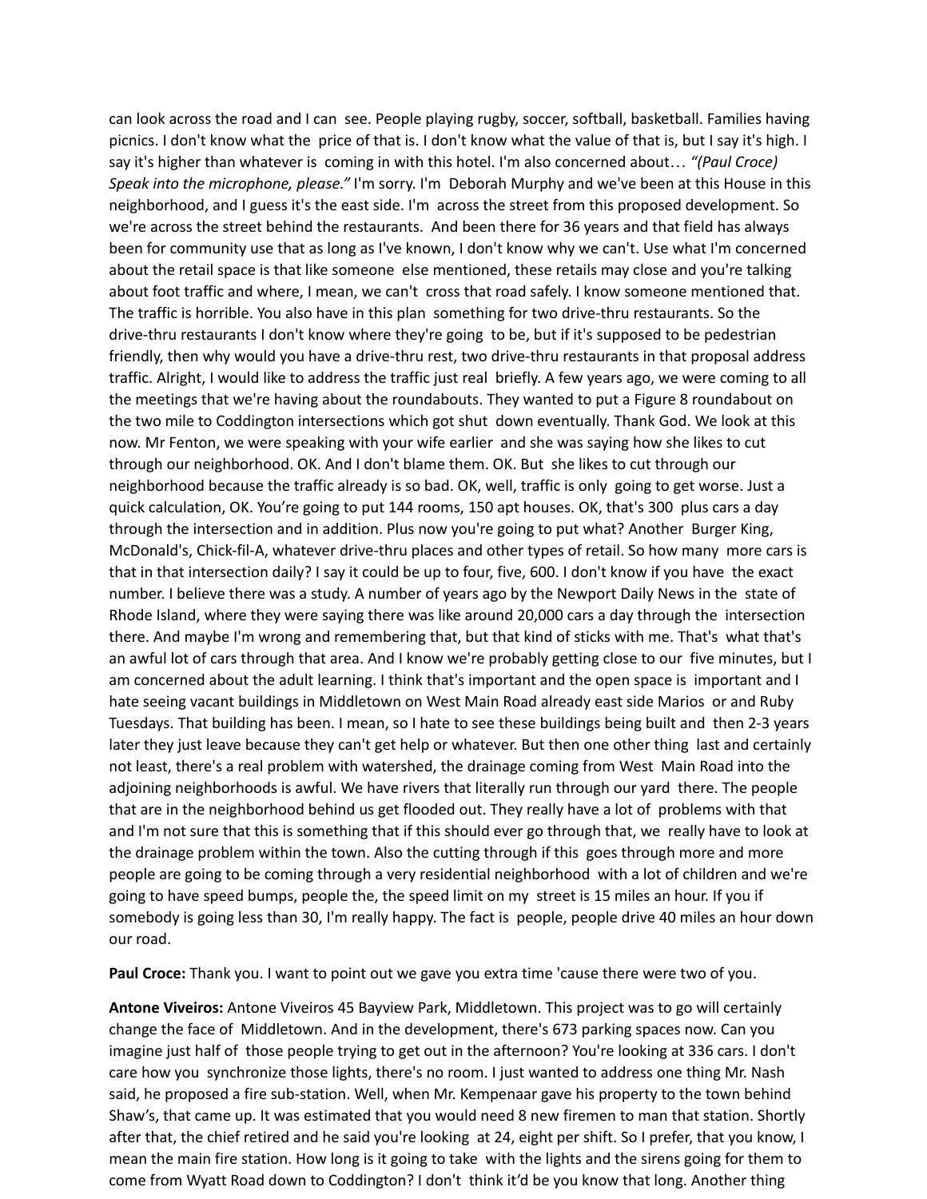can look across the road and I can see. People playing rugby, soccer, softball, basketball. Families having picnics. I don't know what the price of that is. I don't know what the value of that is, but I say it's high. I say it's higher than whatever is coming in with this hotel. I'm also concerned about… *"(Paul Croce) Speak into the microphone, please."* I'm sorry. I'm Deborah Murphy and we've been at this House in this neighborhood, and I guess it's the east side. I'm across the street from this proposed development. So we're across the street behind the restaurants. And been there for 36 years and that field has always been for community use that as long as I've known, I don't know why we can't. Use what I'm concerned about the retail space is that like someone else mentioned, these retails may close and you're talking about foot traffic and where, I mean, we can't cross that road safely. I know someone mentioned that. The traffic is horrible. You also have in this plan something for two drive-thru restaurants. So the drive-thru restaurants I don't know where they're going to be, but if it's supposed to be pedestrian friendly, then why would you have a drive-thru rest, two drive-thru restaurants in that proposal address traffic. Alright, I would like to address the traffic just real briefly. A few years ago, we were coming to all the meetings that we're having about the roundabouts. They wanted to put a Figure 8 roundabout on the two mile to Coddington intersections which got shut down eventually. Thank God. We look at this now. Mr Fenton, we were speaking with your wife earlier and she was saying how she likes to cut through our neighborhood. OK. And I don't blame them. OK. But she likes to cut through our neighborhood because the traffic already is so bad. OK, well, traffic is only going to get worse. Just a quick calculation, OK. You're going to put 144 rooms, 150 apt houses. OK, that's 300 plus cars a day through the intersection and in addition. Plus now you're going to put what? Another Burger King, McDonald's, Chick-fil-A, whatever drive-thru places and other types of retail. So how many more cars is that in that intersection daily? I say it could be up to four, five, 600. I don't know if you have the exact number. I believe there was a study. A number of years ago by the Newport Daily News in the state of Rhode Island, where they were saying there was like around 20,000 cars a day through the intersection there. And maybe I'm wrong and remembering that, but that kind of sticks with me. That's what that's an awful lot of cars through that area. And I know we're probably getting close to our five minutes, but I am concerned about the adult learning. I think that's important and the open space is important and I hate seeing vacant buildings in Middletown on West Main Road already east side Marios or and Ruby Tuesdays. That building has been. I mean, so I hate to see these buildings being built and then 2-3 years later they just leave because they can't get help or whatever. But then one other thing last and certainly not least, there's a real problem with watershed, the drainage coming from West Main Road into the adjoining neighborhoods is awful. We have rivers that literally run through our yard there. The people that are in the neighborhood behind us get flooded out. They really have a lot of problems with that and I'm not sure that this is something that if this should ever go through that, we really have to look at the drainage problem within the town. Also the cutting through if this goes through more and more people are going to be coming through a very residential neighborhood with a lot of children and we're going to have speed bumps, people the, the speed limit on my street is 15 miles an hour. If you if somebody is going less than 30, I'm really happy. The fact is people, people drive 40 miles an hour down our road.

**Paul Croce:** Thank you. I want to point out we gave you extra time 'cause there were two of you.

**Antone Viveiros:** Antone Viveiros 45 Bayview Park, Middletown. This project was to go will certainly change the face of Middletown. And in the development, there's 673 parking spaces now. Can you imagine just half of those people trying to get out in the afternoon? You're looking at 336 cars. I don't care how you synchronize those lights, there's no room. I just wanted to address one thing Mr. Nash said, he proposed a fire sub-station. Well, when Mr. Kempenaar gave his property to the town behind Shaw's, that came up. It was estimated that you would need 8 new firemen to man that station. Shortly after that, the chief retired and he said you're looking at 24, eight per shift. So I prefer, that you know, I mean the main fire station. How long is it going to take with the lights and the sirens going for them to come from Wyatt Road down to Coddington? I don't think it'd be you know that long. Another thing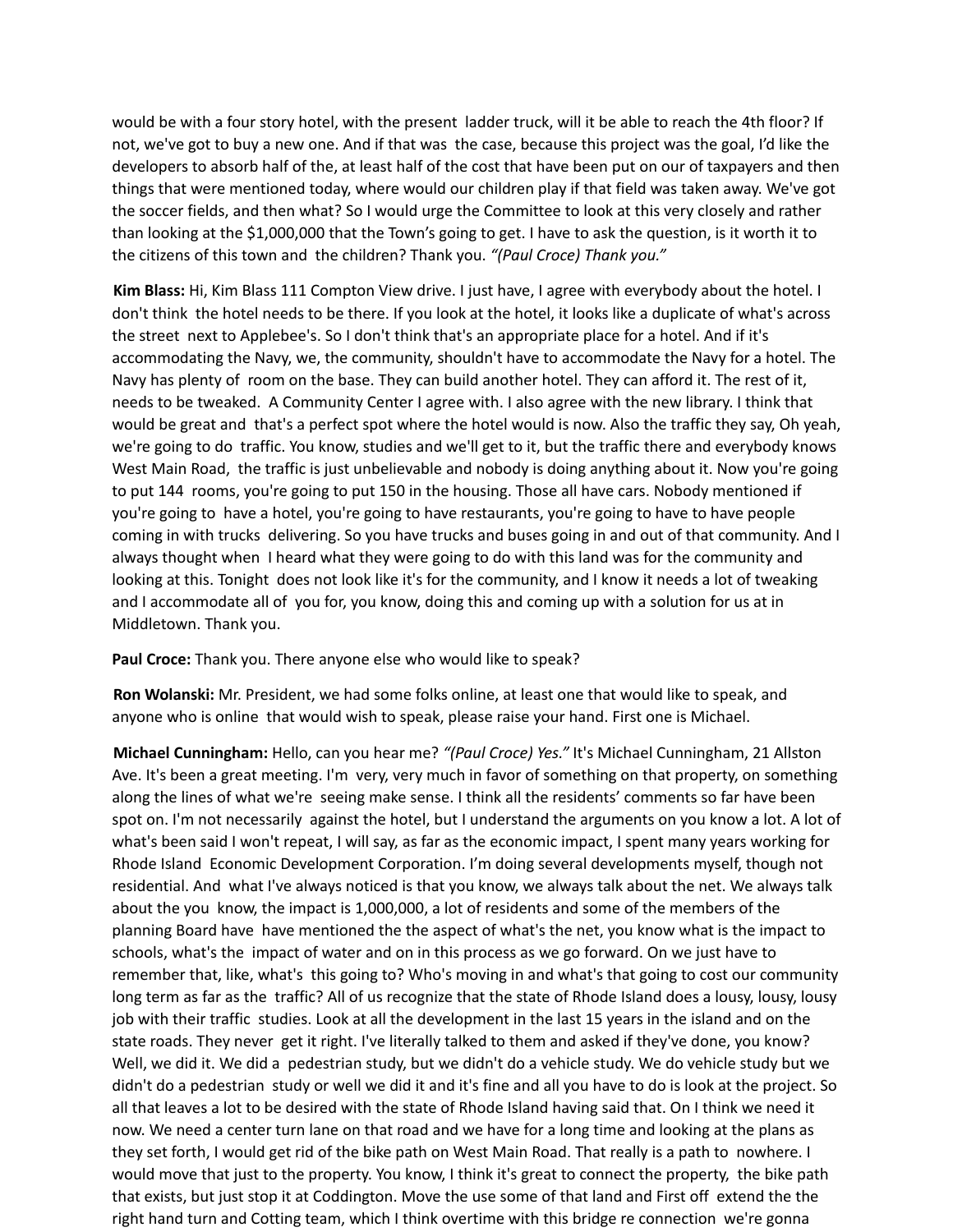would be with a four story hotel, with the present ladder truck, will it be able to reach the 4th floor? If not, we've got to buy a new one. And if that was the case, because this project was the goal, I'd like the developers to absorb half of the, at least half of the cost that have been put on our of taxpayers and then things that were mentioned today, where would our children play if that field was taken away. We've got the soccer fields, and then what? So I would urge the Committee to look at this very closely and rather than looking at the $1,000,000 that the Town's going to get. I have to ask the question, is it worth it to the citizens of this town and the children? Thank you. *"(Paul Croce) Thank you."*

**Kim Blass:** Hi, Kim Blass 111 Compton View drive. I just have, I agree with everybody about the hotel. I don't think the hotel needs to be there. If you look at the hotel, it looks like a duplicate of what's across the street next to Applebee's. So I don't think that's an appropriate place for a hotel. And if it's accommodating the Navy, we, the community, shouldn't have to accommodate the Navy for a hotel. The Navy has plenty of room on the base. They can build another hotel. They can afford it. The rest of it, needs to be tweaked. A Community Center I agree with. I also agree with the new library. I think that would be great and that's a perfect spot where the hotel would is now. Also the traffic they say, Oh yeah, we're going to do traffic. You know, studies and we'll get to it, but the traffic there and everybody knows West Main Road, the traffic is just unbelievable and nobody is doing anything about it. Now you're going to put 144 rooms, you're going to put 150 in the housing. Those all have cars. Nobody mentioned if you're going to have a hotel, you're going to have restaurants, you're going to have to have people coming in with trucks delivering. So you have trucks and buses going in and out of that community. And I always thought when I heard what they were going to do with this land was for the community and looking at this. Tonight does not look like it's for the community, and I know it needs a lot of tweaking and I accommodate all of you for, you know, doing this and coming up with a solution for us at in Middletown. Thank you.

**Paul Croce:** Thank you. There anyone else who would like to speak?

**Ron Wolanski:** Mr. President, we had some folks online, at least one that would like to speak, and anyone who is online that would wish to speak, please raise your hand. First one is Michael.

**Michael Cunningham:** Hello, can you hear me? *"(Paul Croce) Yes."* It's Michael Cunningham, 21 Allston Ave. It's been a great meeting. I'm very, very much in favor of something on that property, on something along the lines of what we're seeing make sense. I think all the residents' comments so far have been spot on. I'm not necessarily against the hotel, but I understand the arguments on you know a lot. A lot of what's been said I won't repeat, I will say, as far as the economic impact, I spent many years working for Rhode Island Economic Development Corporation. I'm doing several developments myself, though not residential. And what I've always noticed is that you know, we always talk about the net. We always talk about the you know, the impact is 1,000,000, a lot of residents and some of the members of the planning Board have have mentioned the the aspect of what's the net, you know what is the impact to schools, what's the impact of water and on in this process as we go forward. On we just have to remember that, like, what's this going to? Who's moving in and what's that going to cost our community long term as far as the traffic? All of us recognize that the state of Rhode Island does a lousy, lousy, lousy job with their traffic studies. Look at all the development in the last 15 years in the island and on the state roads. They never get it right. I've literally talked to them and asked if they've done, you know? Well, we did it. We did a pedestrian study, but we didn't do a vehicle study. We do vehicle study but we didn't do a pedestrian study or well we did it and it's fine and all you have to do is look at the project. So all that leaves a lot to be desired with the state of Rhode Island having said that. On I think we need it now. We need a center turn lane on that road and we have for a long time and looking at the plans as they set forth, I would get rid of the bike path on West Main Road. That really is a path to nowhere. I would move that just to the property. You know, I think it's great to connect the property, the bike path that exists, but just stop it at Coddington. Move the use some of that land and First off extend the the right hand turn and Cotting team, which I think overtime with this bridge re connection we're gonna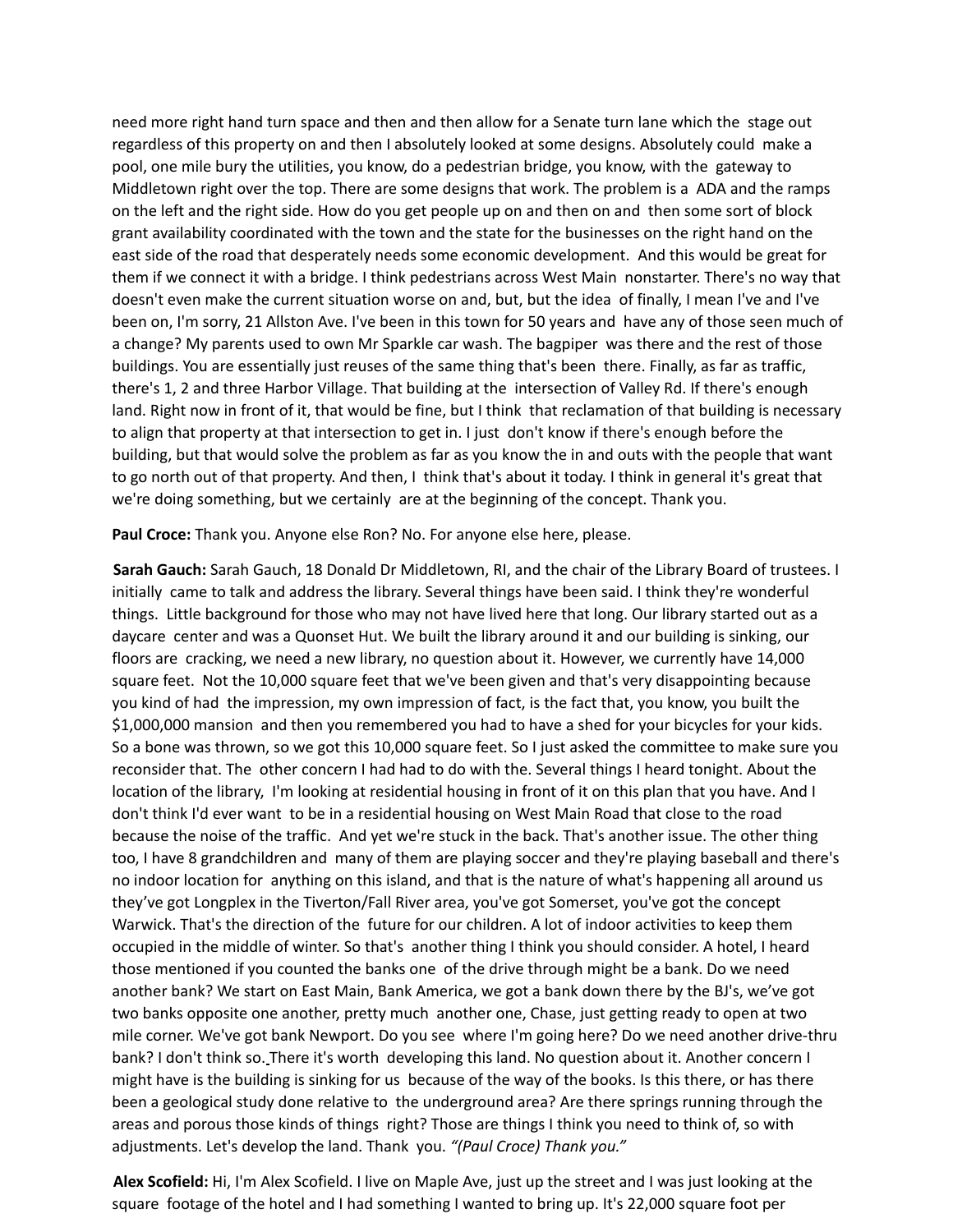need more right hand turn space and then and then allow for a Senate turn lane which the stage out regardless of this property on and then I absolutely looked at some designs. Absolutely could make a pool, one mile bury the utilities, you know, do a pedestrian bridge, you know, with the gateway to Middletown right over the top. There are some designs that work. The problem is a ADA and the ramps on the left and the right side. How do you get people up on and then on and then some sort of block grant availability coordinated with the town and the state for the businesses on the right hand on the east side of the road that desperately needs some economic development. And this would be great for them if we connect it with a bridge. I think pedestrians across West Main nonstarter. There's no way that doesn't even make the current situation worse on and, but, but the idea of finally, I mean I've and I've been on, I'm sorry, 21 Allston Ave. I've been in this town for 50 years and have any of those seen much of a change? My parents used to own Mr Sparkle car wash. The bagpiper was there and the rest of those buildings. You are essentially just reuses of the same thing that's been there. Finally, as far as traffic, there's 1, 2 and three Harbor Village. That building at the intersection of Valley Rd. If there's enough land. Right now in front of it, that would be fine, but I think that reclamation of that building is necessary to align that property at that intersection to get in. I just don't know if there's enough before the building, but that would solve the problem as far as you know the in and outs with the people that want to go north out of that property. And then, I think that's about it today. I think in general it's great that we're doing something, but we certainly are at the beginning of the concept. Thank you.

**Paul Croce:** Thank you. Anyone else Ron? No. For anyone else here, please.

**Sarah Gauch:** Sarah Gauch, 18 Donald Dr Middletown, RI, and the chair of the Library Board of trustees. I initially came to talk and address the library. Several things have been said. I think they're wonderful things. Little background for those who may not have lived here that long. Our library started out as a daycare center and was a Quonset Hut. We built the library around it and our building is sinking, our floors are cracking, we need a new library, no question about it. However, we currently have 14,000 square feet. Not the 10,000 square feet that we've been given and that's very disappointing because you kind of had the impression, my own impression of fact, is the fact that, you know, you built the $1,000,000 mansion and then you remembered you had to have a shed for your bicycles for your kids. So a bone was thrown, so we got this 10,000 square feet. So I just asked the committee to make sure you reconsider that. The other concern I had had to do with the. Several things I heard tonight. About the location of the library, I'm looking at residential housing in front of it on this plan that you have. And I don't think I'd ever want to be in a residential housing on West Main Road that close to the road because the noise of the traffic. And yet we're stuck in the back. That's another issue. The other thing too, I have 8 grandchildren and many of them are playing soccer and they're playing baseball and there's no indoor location for anything on this island, and that is the nature of what's happening all around us they've got Longplex in the Tiverton/Fall River area, you've got Somerset, you've got the concept Warwick. That's the direction of the future for our children. A lot of indoor activities to keep them occupied in the middle of winter. So that's another thing I think you should consider. A hotel, I heard those mentioned if you counted the banks one of the drive through might be a bank. Do we need another bank? We start on East Main, Bank America, we got a bank down there by the BJ's, we've got two banks opposite one another, pretty much another one, Chase, just getting ready to open at two mile corner. We've got bank Newport. Do you see where I'm going here? Do we need another drive-thru bank? I don't think so. There it's worth developing this land. No question about it. Another concern I might have is the building is sinking for us because of the way of the books. Is this there, or has there been a geological study done relative to the underground area? Are there springs running through the areas and porous those kinds of things right? Those are things I think you need to think of, so with adjustments. Let's develop the land. Thank you. *"(Paul Croce) Thank you."*

**Alex Scofield:** Hi, I'm Alex Scofield. I live on Maple Ave, just up the street and I was just looking at the square footage of the hotel and I had something I wanted to bring up. It's 22,000 square foot per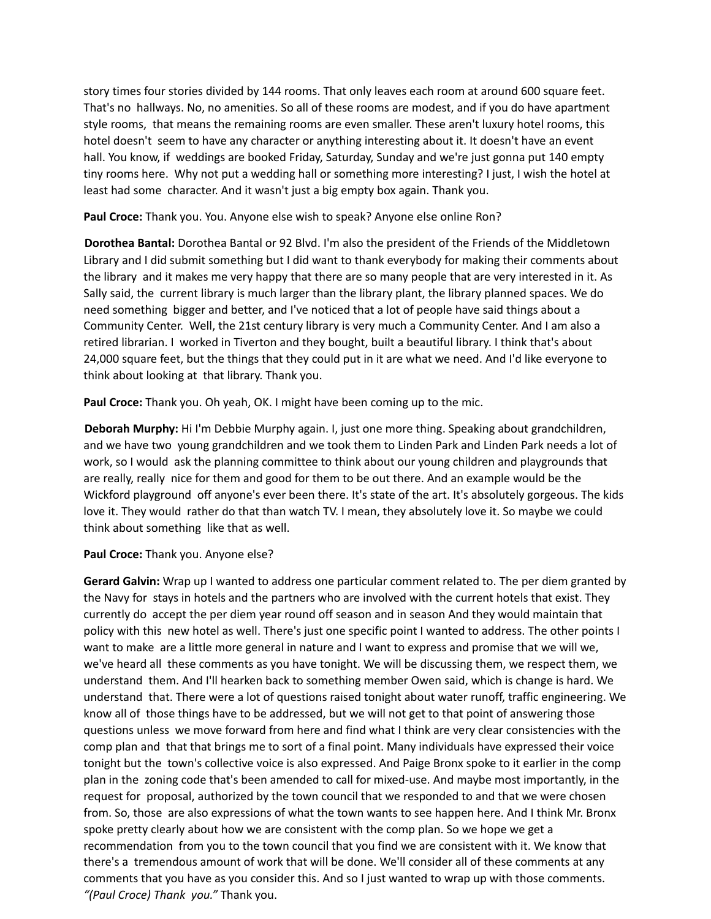story times four stories divided by 144 rooms. That only leaves each room at around 600 square feet. That's no hallways. No, no amenities. So all of these rooms are modest, and if you do have apartment style rooms, that means the remaining rooms are even smaller. These aren't luxury hotel rooms, this hotel doesn't seem to have any character or anything interesting about it. It doesn't have an event hall. You know, if weddings are booked Friday, Saturday, Sunday and we're just gonna put 140 empty tiny rooms here. Why not put a wedding hall or something more interesting? I just, I wish the hotel at least had some character. And it wasn't just a big empty box again. Thank you.

**Paul Croce:** Thank you. You. Anyone else wish to speak? Anyone else online Ron?

**Dorothea Bantal:** Dorothea Bantal or 92 Blvd. I'm also the president of the Friends of the Middletown Library and I did submit something but I did want to thank everybody for making their comments about the library and it makes me very happy that there are so many people that are very interested in it. As Sally said, the current library is much larger than the library plant, the library planned spaces. We do need something bigger and better, and I've noticed that a lot of people have said things about a Community Center. Well, the 21st century library is very much a Community Center. And I am also a retired librarian. I worked in Tiverton and they bought, built a beautiful library. I think that's about 24,000 square feet, but the things that they could put in it are what we need. And I'd like everyone to think about looking at that library. Thank you.

**Paul Croce:** Thank you. Oh yeah, OK. I might have been coming up to the mic.

**Deborah Murphy:** Hi I'm Debbie Murphy again. I, just one more thing. Speaking about grandchildren, and we have two young grandchildren and we took them to Linden Park and Linden Park needs a lot of work, so I would ask the planning committee to think about our young children and playgrounds that are really, really nice for them and good for them to be out there. And an example would be the Wickford playground off anyone's ever been there. It's state of the art. It's absolutely gorgeous. The kids love it. They would rather do that than watch TV. I mean, they absolutely love it. So maybe we could think about something like that as well.

**Paul Croce:** Thank you. Anyone else?

**Gerard Galvin:** Wrap up I wanted to address one particular comment related to. The per diem granted by the Navy for stays in hotels and the partners who are involved with the current hotels that exist. They currently do accept the per diem year round off season and in season And they would maintain that policy with this new hotel as well. There's just one specific point I wanted to address. The other points I want to make are a little more general in nature and I want to express and promise that we will we, we've heard all these comments as you have tonight. We will be discussing them, we respect them, we understand them. And I'll hearken back to something member Owen said, which is change is hard. We understand that. There were a lot of questions raised tonight about water runoff, traffic engineering. We know all of those things have to be addressed, but we will not get to that point of answering those questions unless we move forward from here and find what I think are very clear consistencies with the comp plan and that that brings me to sort of a final point. Many individuals have expressed their voice tonight but the town's collective voice is also expressed. And Paige Bronx spoke to it earlier in the comp plan in the zoning code that's been amended to call for mixed-use. And maybe most importantly, in the request for proposal, authorized by the town council that we responded to and that we were chosen from. So, those are also expressions of what the town wants to see happen here. And I think Mr. Bronx spoke pretty clearly about how we are consistent with the comp plan. So we hope we get a recommendation from you to the town council that you find we are consistent with it. We know that there's a tremendous amount of work that will be done. We'll consider all of these comments at any comments that you have as you consider this. And so I just wanted to wrap up with those comments. *"(Paul Croce) Thank you."* Thank you.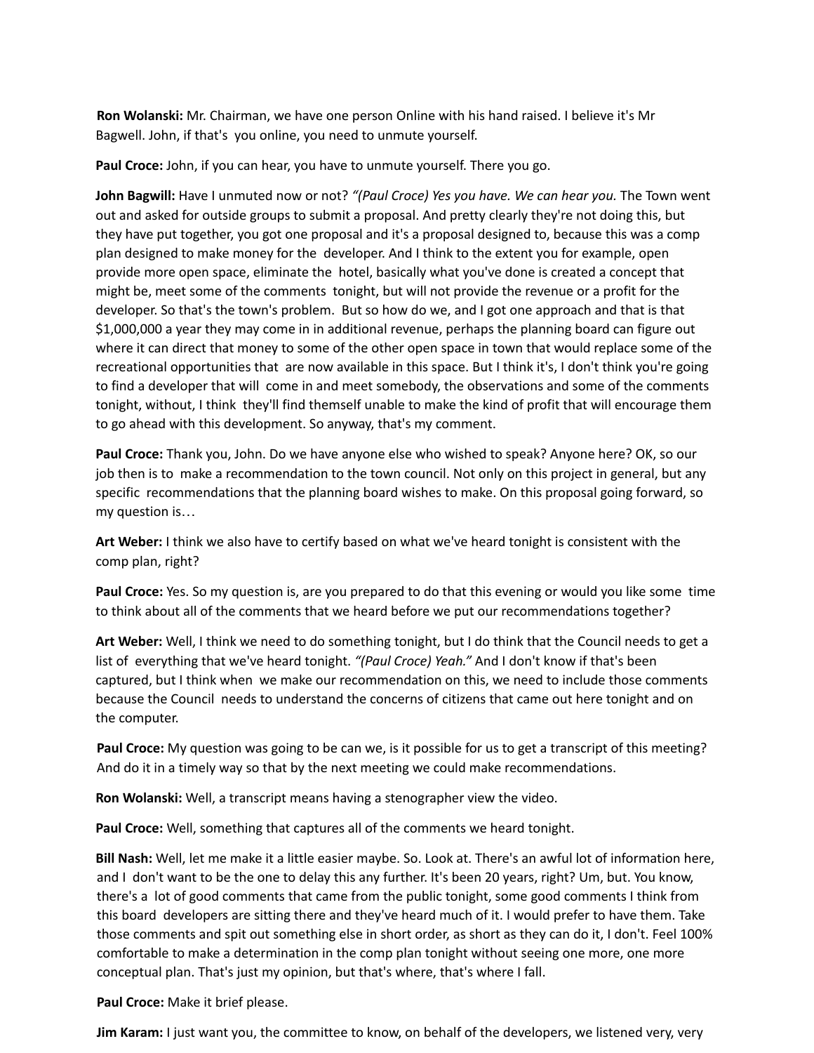**Ron Wolanski:** Mr. Chairman, we have one person Online with his hand raised. I believe it's Mr Bagwell. John, if that's you online, you need to unmute yourself.

**Paul Croce:** John, if you can hear, you have to unmute yourself. There you go.

**John Bagwill:** Have I unmuted now or not? *"(Paul Croce) Yes you have. We can hear you.* The Town went out and asked for outside groups to submit a proposal. And pretty clearly they're not doing this, but they have put together, you got one proposal and it's a proposal designed to, because this was a comp plan designed to make money for the developer. And I think to the extent you for example, open provide more open space, eliminate the hotel, basically what you've done is created a concept that might be, meet some of the comments tonight, but will not provide the revenue or a profit for the developer. So that's the town's problem. But so how do we, and I got one approach and that is that $1,000,000 a year they may come in in additional revenue, perhaps the planning board can figure out where it can direct that money to some of the other open space in town that would replace some of the recreational opportunities that are now available in this space. But I think it's, I don't think you're going to find a developer that will come in and meet somebody, the observations and some of the comments tonight, without, I think they'll find themself unable to make the kind of profit that will encourage them to go ahead with this development. So anyway, that's my comment.

**Paul Croce:** Thank you, John. Do we have anyone else who wished to speak? Anyone here? OK, so our job then is to make a recommendation to the town council. Not only on this project in general, but any specific recommendations that the planning board wishes to make. On this proposal going forward, so my question is…

**Art Weber:** I think we also have to certify based on what we've heard tonight is consistent with the comp plan, right?

**Paul Croce:** Yes. So my question is, are you prepared to do that this evening or would you like some time to think about all of the comments that we heard before we put our recommendations together?

**Art Weber:** Well, I think we need to do something tonight, but I do think that the Council needs to get a list of everything that we've heard tonight. *"(Paul Croce) Yeah."* And I don't know if that's been captured, but I think when we make our recommendation on this, we need to include those comments because the Council needs to understand the concerns of citizens that came out here tonight and on the computer.

**Paul Croce:** My question was going to be can we, is it possible for us to get a transcript of this meeting? And do it in a timely way so that by the next meeting we could make recommendations.

**Ron Wolanski:** Well, a transcript means having a stenographer view the video.

**Paul Croce:** Well, something that captures all of the comments we heard tonight.

**Bill Nash:** Well, let me make it a little easier maybe. So. Look at. There's an awful lot of information here, and I don't want to be the one to delay this any further. It's been 20 years, right? Um, but. You know, there's a lot of good comments that came from the public tonight, some good comments I think from this board developers are sitting there and they've heard much of it. I would prefer to have them. Take those comments and spit out something else in short order, as short as they can do it, I don't. Feel 100% comfortable to make a determination in the comp plan tonight without seeing one more, one more conceptual plan. That's just my opinion, but that's where, that's where I fall.

**Paul Croce:** Make it brief please.

**Jim Karam:** I just want you, the committee to know, on behalf of the developers, we listened very, very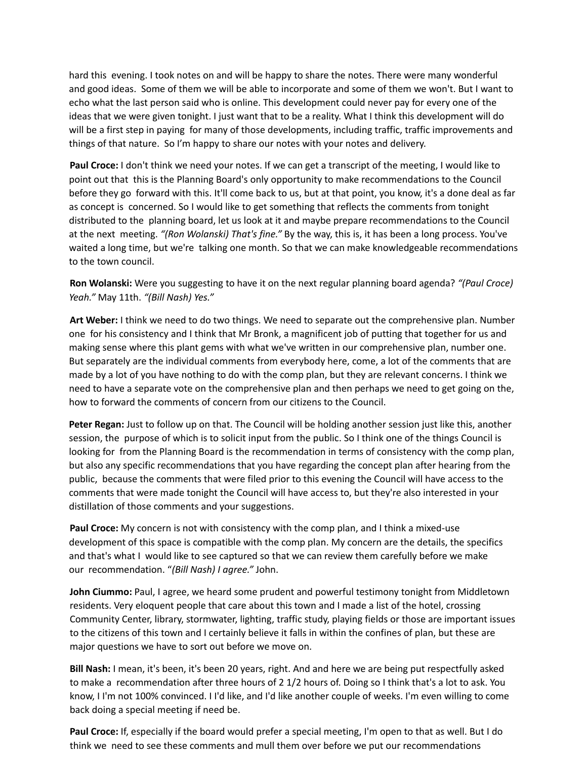hard this evening. I took notes on and will be happy to share the notes. There were many wonderful and good ideas. Some of them we will be able to incorporate and some of them we won't. But I want to echo what the last person said who is online. This development could never pay for every one of the ideas that we were given tonight. I just want that to be a reality. What I think this development will do will be a first step in paying for many of those developments, including traffic, traffic improvements and things of that nature. So I'm happy to share our notes with your notes and delivery.

**Paul Croce:** I don't think we need your notes. If we can get a transcript of the meeting, I would like to point out that this is the Planning Board's only opportunity to make recommendations to the Council before they go forward with this. It'll come back to us, but at that point, you know, it's a done deal as far as concept is concerned. So I would like to get something that reflects the comments from tonight distributed to the planning board, let us look at it and maybe prepare recommendations to the Council at the next meeting. *"(Ron Wolanski) That's fine."* By the way, this is, it has been a long process. You've waited a long time, but we're talking one month. So that we can make knowledgeable recommendations to the town council.

**Ron Wolanski:** Were you suggesting to have it on the next regular planning board agenda? *"(Paul Croce) Yeah."* May 11th. *"(Bill Nash) Yes."*

**Art Weber:** I think we need to do two things. We need to separate out the comprehensive plan. Number one for his consistency and I think that Mr Bronk, a magnificent job of putting that together for us and making sense where this plant gems with what we've written in our comprehensive plan, number one. But separately are the individual comments from everybody here, come, a lot of the comments that are made by a lot of you have nothing to do with the comp plan, but they are relevant concerns. I think we need to have a separate vote on the comprehensive plan and then perhaps we need to get going on the, how to forward the comments of concern from our citizens to the Council.

**Peter Regan:** Just to follow up on that. The Council will be holding another session just like this, another session, the purpose of which is to solicit input from the public. So I think one of the things Council is looking for from the Planning Board is the recommendation in terms of consistency with the comp plan, but also any specific recommendations that you have regarding the concept plan after hearing from the public, because the comments that were filed prior to this evening the Council will have access to the comments that were made tonight the Council will have access to, but they're also interested in your distillation of those comments and your suggestions.

**Paul Croce:** My concern is not with consistency with the comp plan, and I think a mixed-use development of this space is compatible with the comp plan. My concern are the details, the specifics and that's what I would like to see captured so that we can review them carefully before we make our recommendation. "*(Bill Nash) I agree."* John.

**John Ciummo:** Paul, I agree, we heard some prudent and powerful testimony tonight from Middletown residents. Very eloquent people that care about this town and I made a list of the hotel, crossing Community Center, library, stormwater, lighting, traffic study, playing fields or those are important issues to the citizens of this town and I certainly believe it falls in within the confines of plan, but these are major questions we have to sort out before we move on.

**Bill Nash:** I mean, it's been, it's been 20 years, right. And and here we are being put respectfully asked to make a recommendation after three hours of 2 1/2 hours of. Doing so I think that's a lot to ask. You know, I I'm not 100% convinced. I I'd like, and I'd like another couple of weeks. I'm even willing to come back doing a special meeting if need be.

**Paul Croce:** If, especially if the board would prefer a special meeting, I'm open to that as well. But I do think we need to see these comments and mull them over before we put our recommendations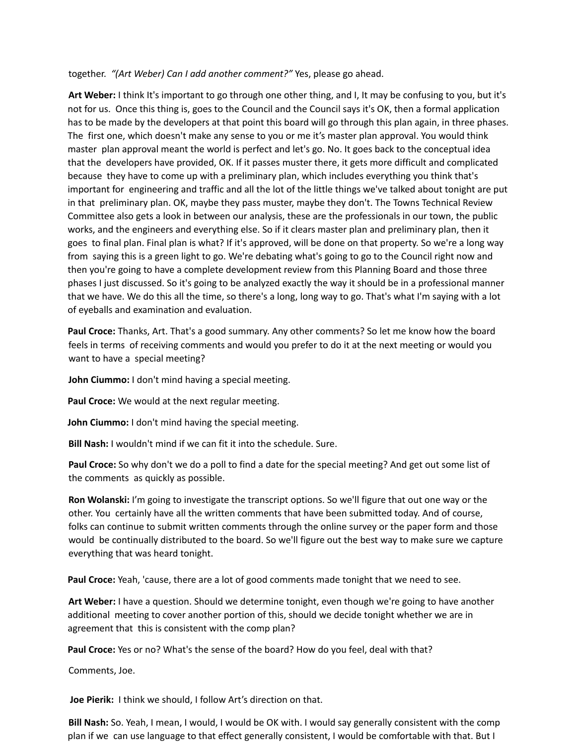together. *"(Art Weber) Can I add another comment?"* Yes, please go ahead.

**Art Weber:** I think It's important to go through one other thing, and I, It may be confusing to you, but it's not for us. Once this thing is, goes to the Council and the Council says it's OK, then a formal application has to be made by the developers at that point this board will go through this plan again, in three phases. The first one, which doesn't make any sense to you or me it's master plan approval. You would think master plan approval meant the world is perfect and let's go. No. It goes back to the conceptual idea that the developers have provided, OK. If it passes muster there, it gets more difficult and complicated because they have to come up with a preliminary plan, which includes everything you think that's important for engineering and traffic and all the lot of the little things we've talked about tonight are put in that preliminary plan. OK, maybe they pass muster, maybe they don't. The Towns Technical Review Committee also gets a look in between our analysis, these are the professionals in our town, the public works, and the engineers and everything else. So if it clears master plan and preliminary plan, then it goes to final plan. Final plan is what? If it's approved, will be done on that property. So we're a long way from saying this is a green light to go. We're debating what's going to go to the Council right now and then you're going to have a complete development review from this Planning Board and those three phases I just discussed. So it's going to be analyzed exactly the way it should be in a professional manner that we have. We do this all the time, so there's a long, long way to go. That's what I'm saying with a lot of eyeballs and examination and evaluation.

**Paul Croce:** Thanks, Art. That's a good summary. Any other comments? So let me know how the board feels in terms of receiving comments and would you prefer to do it at the next meeting or would you want to have a special meeting?

**John Ciummo:** I don't mind having a special meeting.

**Paul Croce:** We would at the next regular meeting.

**John Ciummo:** I don't mind having the special meeting.

**Bill Nash:** I wouldn't mind if we can fit it into the schedule. Sure.

**Paul Croce:** So why don't we do a poll to find a date for the special meeting? And get out some list of the comments as quickly as possible.

**Ron Wolanski:** I'm going to investigate the transcript options. So we'll figure that out one way or the other. You certainly have all the written comments that have been submitted today. And of course, folks can continue to submit written comments through the online survey or the paper form and those would be continually distributed to the board. So we'll figure out the best way to make sure we capture everything that was heard tonight.

**Paul Croce:** Yeah, 'cause, there are a lot of good comments made tonight that we need to see.

**Art Weber:** I have a question. Should we determine tonight, even though we're going to have another additional meeting to cover another portion of this, should we decide tonight whether we are in agreement that this is consistent with the comp plan?

**Paul Croce:** Yes or no? What's the sense of the board? How do you feel, deal with that?

Comments, Joe.

**Joe Pierik:** I think we should, I follow Art's direction on that.

**Bill Nash:** So. Yeah, I mean, I would, I would be OK with. I would say generally consistent with the comp plan if we can use language to that effect generally consistent, I would be comfortable with that. But I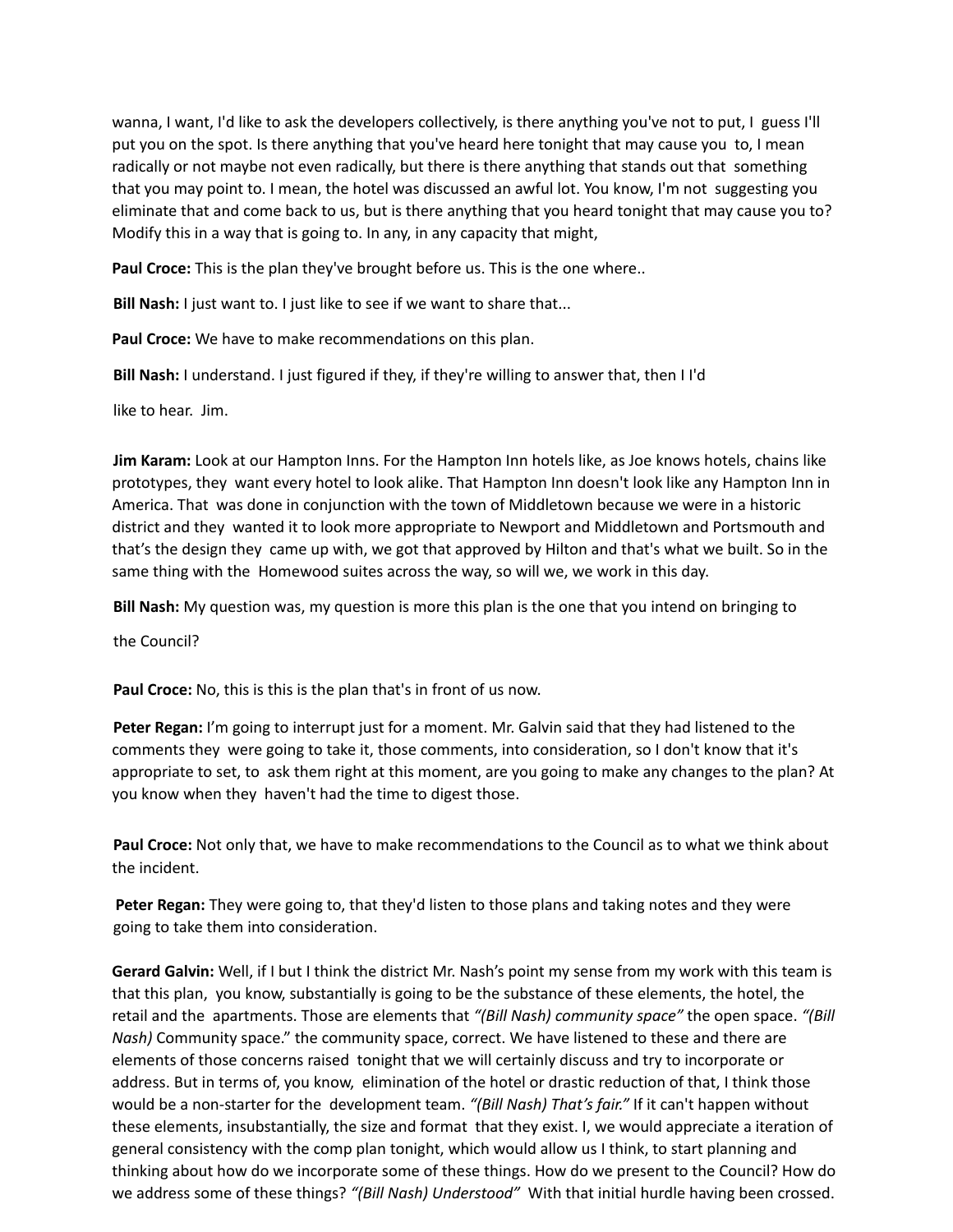wanna, I want, I'd like to ask the developers collectively, is there anything you've not to put, I guess I'll put you on the spot. Is there anything that you've heard here tonight that may cause you to, I mean radically or not maybe not even radically, but there is there anything that stands out that something that you may point to. I mean, the hotel was discussed an awful lot. You know, I'm not suggesting you eliminate that and come back to us, but is there anything that you heard tonight that may cause you to? Modify this in a way that is going to. In any, in any capacity that might,

**Paul Croce:** This is the plan they've brought before us. This is the one where..

**Bill Nash:** I just want to. I just like to see if we want to share that...

**Paul Croce:** We have to make recommendations on this plan.

**Bill Nash:** I understand. I just figured if they, if they're willing to answer that, then I I'd like to hear. Jim.

**Jim Karam:** Look at our Hampton Inns. For the Hampton Inn hotels like, as Joe knows hotels, chains like prototypes, they want every hotel to look alike. That Hampton Inn doesn't look like any Hampton Inn in America. That was done in conjunction with the town of Middletown because we were in a historic district and they wanted it to look more appropriate to Newport and Middletown and Portsmouth and that's the design they came up with, we got that approved by Hilton and that's what we built. So in the same thing with the Homewood suites across the way, so will we, we work in this day.

**Bill Nash:** My question was, my question is more this plan is the one that you intend on bringing to the Council?

**Paul Croce:** No, this is this is the plan that's in front of us now.

**Peter Regan:** I'm going to interrupt just for a moment. Mr. Galvin said that they had listened to the comments they were going to take it, those comments, into consideration, so I don't know that it's appropriate to set, to ask them right at this moment, are you going to make any changes to the plan? At you know when they haven't had the time to digest those.

**Paul Croce:** Not only that, we have to make recommendations to the Council as to what we think about the incident.

**Peter Regan:** They were going to, that they'd listen to those plans and taking notes and they were going to take them into consideration.

**Gerard Galvin:** Well, if I but I think the district Mr. Nash's point my sense from my work with this team is that this plan, you know, substantially is going to be the substance of these elements, the hotel, the retail and the apartments. Those are elements that *"(Bill Nash) community space"* the open space. *"(Bill Nash)* Community space." the community space, correct. We have listened to these and there are elements of those concerns raised tonight that we will certainly discuss and try to incorporate or address. But in terms of, you know, elimination of the hotel or drastic reduction of that, I think those would be a non-starter for the development team. *"(Bill Nash) That's fair."* If it can't happen without these elements, insubstantially, the size and format that they exist. I, we would appreciate a iteration of general consistency with the comp plan tonight, which would allow us I think, to start planning and thinking about how do we incorporate some of these things. How do we present to the Council? How do we address some of these things? *"(Bill Nash) Understood"* With that initial hurdle having been crossed.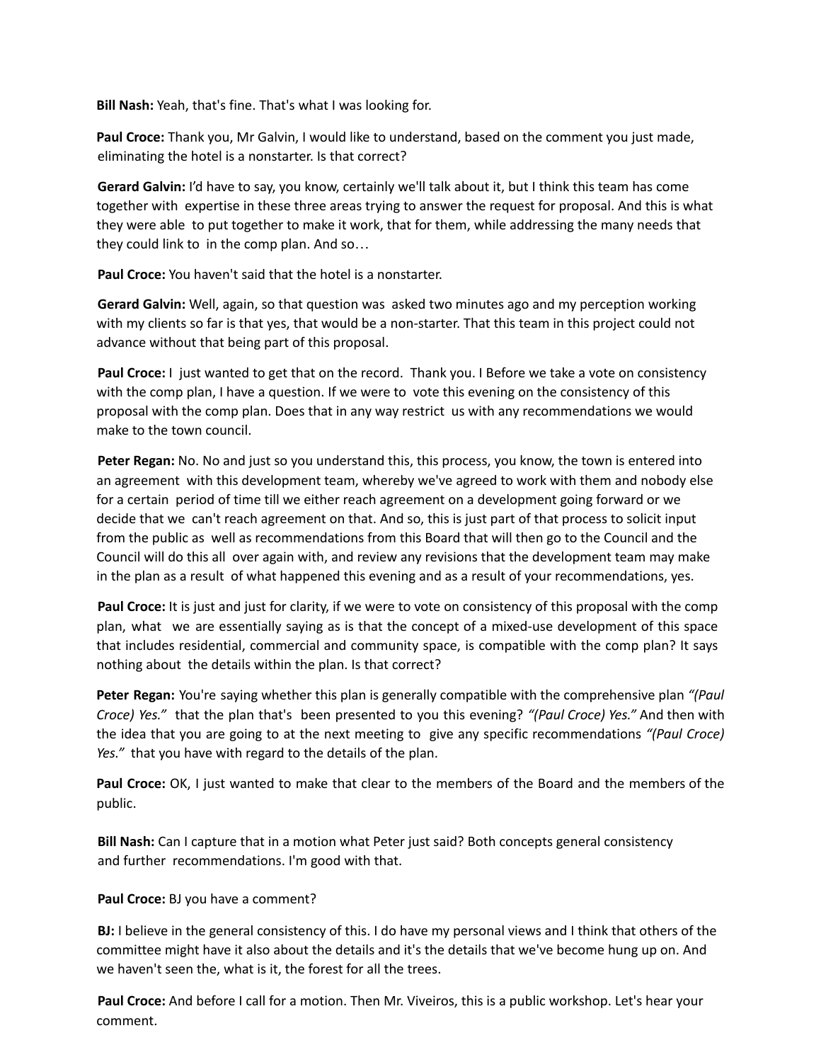**Bill Nash:** Yeah, that's fine. That's what I was looking for.

**Paul Croce:** Thank you, Mr Galvin, I would like to understand, based on the comment you just made, eliminating the hotel is a nonstarter. Is that correct?

**Gerard Galvin:** I'd have to say, you know, certainly we'll talk about it, but I think this team has come together with expertise in these three areas trying to answer the request for proposal. And this is what they were able to put together to make it work, that for them, while addressing the many needs that they could link to in the comp plan. And so…

**Paul Croce:** You haven't said that the hotel is a nonstarter.

**Gerard Galvin:** Well, again, so that question was asked two minutes ago and my perception working with my clients so far is that yes, that would be a non-starter. That this team in this project could not advance without that being part of this proposal.

**Paul Croce:** I just wanted to get that on the record. Thank you. I Before we take a vote on consistency with the comp plan, I have a question. If we were to vote this evening on the consistency of this proposal with the comp plan. Does that in any way restrict us with any recommendations we would make to the town council.

**Peter Regan:** No. No and just so you understand this, this process, you know, the town is entered into an agreement with this development team, whereby we've agreed to work with them and nobody else for a certain period of time till we either reach agreement on a development going forward or we decide that we can't reach agreement on that. And so, this is just part of that process to solicit input from the public as well as recommendations from this Board that will then go to the Council and the Council will do this all over again with, and review any revisions that the development team may make in the plan as a result of what happened this evening and as a result of your recommendations, yes.

**Paul Croce:** It is just and just for clarity, if we were to vote on consistency of this proposal with the comp plan, what we are essentially saying as is that the concept of a mixed-use development of this space that includes residential, commercial and community space, is compatible with the comp plan? It says nothing about the details within the plan. Is that correct?

**Peter Regan:** You're saying whether this plan is generally compatible with the comprehensive plan *"(Paul Croce) Yes."* that the plan that's been presented to you this evening? *"(Paul Croce) Yes."* And then with the idea that you are going to at the next meeting to give any specific recommendations *"(Paul Croce) Yes."* that you have with regard to the details of the plan.

**Paul Croce:** OK, I just wanted to make that clear to the members of the Board and the members of the public.

**Bill Nash:** Can I capture that in a motion what Peter just said? Both concepts general consistency and further recommendations. I'm good with that.

**Paul Croce:** BJ you have a comment?

**BJ:** I believe in the general consistency of this. I do have my personal views and I think that others of the committee might have it also about the details and it's the details that we've become hung up on. And we haven't seen the, what is it, the forest for all the trees.

**Paul Croce:** And before I call for a motion. Then Mr. Viveiros, this is a public workshop. Let's hear your comment.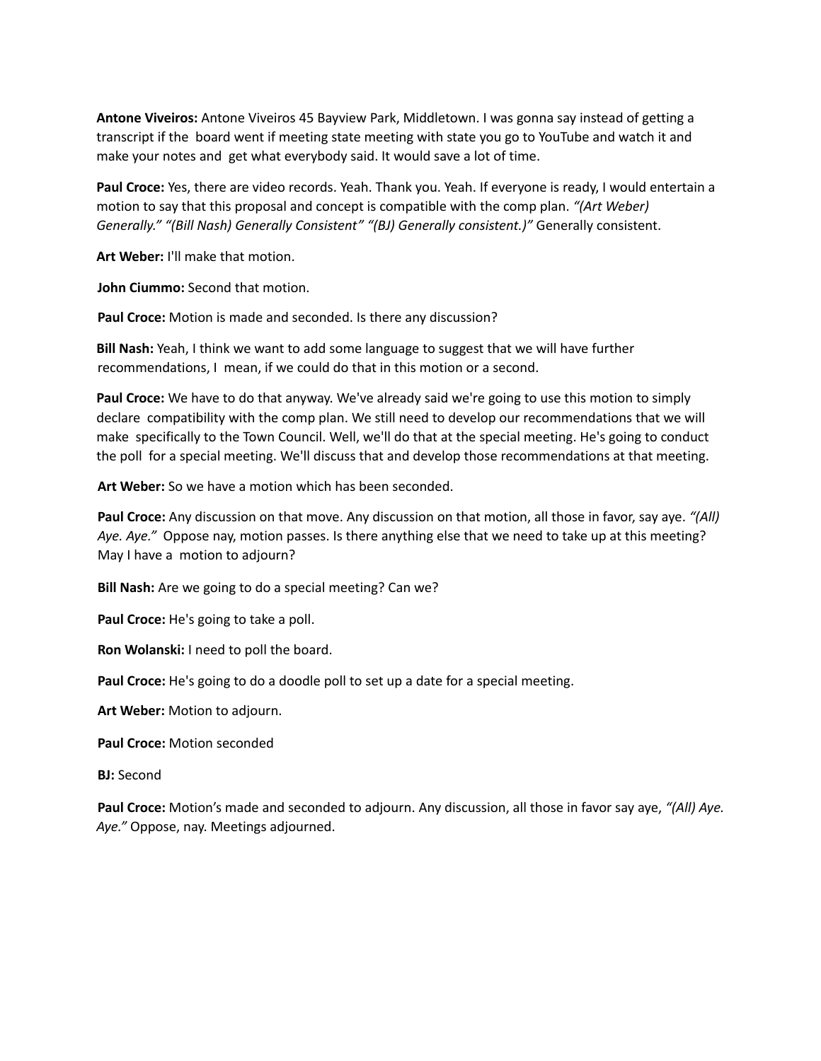**Antone Viveiros:** Antone Viveiros 45 Bayview Park, Middletown. I was gonna say instead of getting a transcript if the board went if meeting state meeting with state you go to YouTube and watch it and make your notes and get what everybody said. It would save a lot of time.

**Paul Croce:** Yes, there are video records. Yeah. Thank you. Yeah. If everyone is ready, I would entertain a motion to say that this proposal and concept is compatible with the comp plan. *"(Art Weber) Generally." "(Bill Nash) Generally Consistent" "(BJ) Generally consistent.)"* Generally consistent.

**Art Weber:** I'll make that motion.

**John Ciummo:** Second that motion.

**Paul Croce:** Motion is made and seconded. Is there any discussion?

**Bill Nash:** Yeah, I think we want to add some language to suggest that we will have further recommendations, I mean, if we could do that in this motion or a second.

**Paul Croce:** We have to do that anyway. We've already said we're going to use this motion to simply declare compatibility with the comp plan. We still need to develop our recommendations that we will make specifically to the Town Council. Well, we'll do that at the special meeting. He's going to conduct the poll for a special meeting. We'll discuss that and develop those recommendations at that meeting.

**Art Weber:** So we have a motion which has been seconded.

**Paul Croce:** Any discussion on that move. Any discussion on that motion, all those in favor, say aye. *"(All) Aye. Aye."* Oppose nay, motion passes. Is there anything else that we need to take up at this meeting? May I have a motion to adjourn?

**Bill Nash:** Are we going to do a special meeting? Can we?

**Paul Croce:** He's going to take a poll.

**Ron Wolanski:** I need to poll the board.

**Paul Croce:** He's going to do a doodle poll to set up a date for a special meeting.

**Art Weber:** Motion to adjourn.

**Paul Croce:** Motion seconded

**BJ:** Second

**Paul Croce:** Motion's made and seconded to adjourn. Any discussion, all those in favor say aye, *"(All) Aye. Aye."* Oppose, nay. Meetings adjourned.